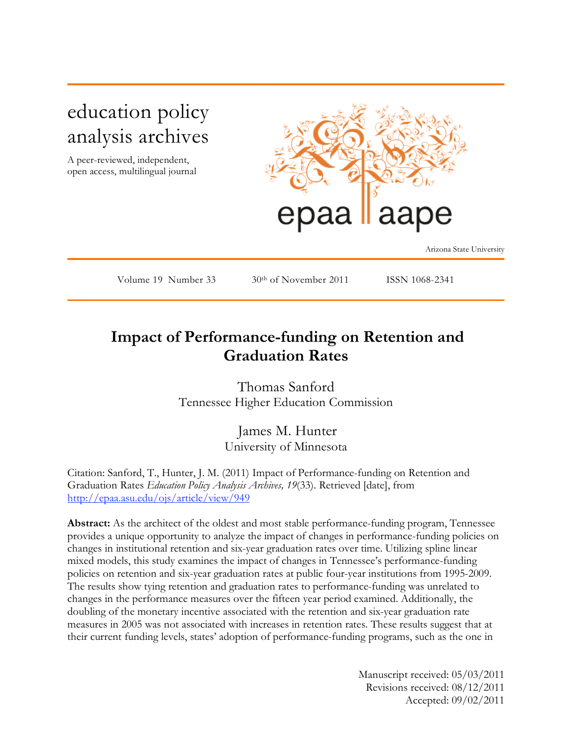education policy analysis archives

A peer-reviewed, independent, open access, multilingual journal

epaa aape

Arizona State University

Volume 19 Number 33 30th of November 2011 ISSN 1068-2341

# Impact of Performance-funding on Retention and Graduation Rates

Thomas Sanford
Tennessee Higher Education Commission

James M. Hunter
University of Minnesota

Citation: Sanford, T., Hunter, J. M. (2011) Impact of Performance-funding on Retention and Graduation Rates *Education Policy Analysis Archives, 19*(33). Retrieved [date], from http://epaa.asu.edu/ojs/article/view/949

**Abstract:** As the architect of the oldest and most stable performance-funding program, Tennessee provides a unique opportunity to analyze the impact of changes in performance-funding policies on changes in institutional retention and six-year graduation rates over time. Utilizing spline linear mixed models, this study examines the impact of changes in Tennessee's performance-funding policies on retention and six-year graduation rates at public four-year institutions from 1995-2009. The results show tying retention and graduation rates to performance-funding was unrelated to changes in the performance measures over the fifteen year period examined. Additionally, the doubling of the monetary incentive associated with the retention and six-year graduation rate measures in 2005 was not associated with increases in retention rates. These results suggest that at their current funding levels, states' adoption of performance-funding programs, such as the one in

Manuscript received: 05/03/2011
Revisions received: 08/12/2011
Accepted: 09/02/2011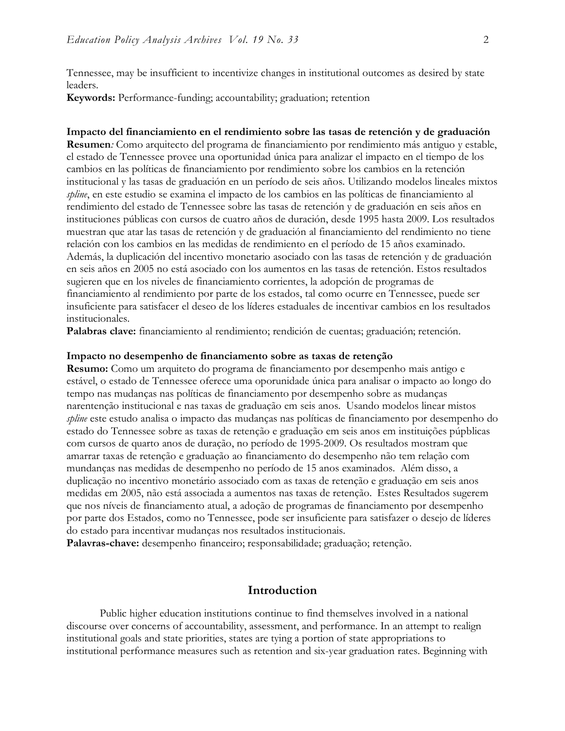Tennessee, may be insufficient to incentivize changes in institutional outcomes as desired by state leaders.

**Keywords:** Performance-funding; accountability; graduation; retention

**Impacto del financiamiento en el rendimiento sobre las tasas de retención y de graduación**

**Resumen***:* Como arquitecto del programa de financiamiento por rendimiento más antiguo y estable, el estado de Tennessee provee una oportunidad única para analizar el impacto en el tiempo de los cambios en las políticas de financiamiento por rendimiento sobre los cambios en la retención institucional y las tasas de graduación en un período de seis años. Utilizando modelos lineales mixtos *spline*, en este estudio se examina el impacto de los cambios en las políticas de financiamiento al rendimiento del estado de Tennessee sobre las tasas de retención y de graduación en seis años en instituciones públicas con cursos de cuatro años de duración, desde 1995 hasta 2009. Los resultados muestran que atar las tasas de retención y de graduación al financiamiento del rendimiento no tiene relación con los cambios en las medidas de rendimiento en el período de 15 años examinado. Además, la duplicación del incentivo monetario asociado con las tasas de retención y de graduación en seis años en 2005 no está asociado con los aumentos en las tasas de retención. Estos resultados sugieren que en los niveles de financiamiento corrientes, la adopción de programas de financiamiento al rendimiento por parte de los estados, tal como ocurre en Tennessee, puede ser insuficiente para satisfacer el deseo de los líderes estaduales de incentivar cambios en los resultados institucionales.

**Palabras clave:** financiamiento al rendimiento; rendición de cuentas; graduación; retención.

**Impacto no desempenho de financiamento sobre as taxas de retenção**

**Resumo:** Como um arquiteto do programa de financiamento por desempenho mais antigo e estável, o estado de Tennessee oferece uma oporunidade única para analisar o impacto ao longo do tempo nas mudanças nas políticas de financiamento por desempenho sobre as mudanças narentenção institucional e nas taxas de graduação em seis anos. Usando modelos linear mistos *spline* este estudo analisa o impacto das mudanças nas políticas de financiamento por desempenho do estado do Tennessee sobre as taxas de retenção e graduação em seis anos em instituições púpblicas com cursos de quarto anos de duração, no período de 1995-2009. Os resultados mostram que amarrar taxas de retenção e graduação ao financiamento do desempenho não tem relação com mundanças nas medidas de desempenho no período de 15 anos examinados. Além disso, a duplicação no incentivo monetário associado com as taxas de retenção e graduação em seis anos medidas em 2005, não está associada a aumentos nas taxas de retenção. Estes Resultados sugerem que nos níveis de financiamento atual, a adoção de programas de financiamento por desempenho por parte dos Estados, como no Tennessee, pode ser insuficiente para satisfazer o desejo de líderes do estado para incentivar mudanças nos resultados institucionais.

**Palavras-chave:** desempenho financeiro; responsabilidade; graduação; retenção.

## Introduction

Public higher education institutions continue to find themselves involved in a national discourse over concerns of accountability, assessment, and performance. In an attempt to realign institutional goals and state priorities, states are tying a portion of state appropriations to institutional performance measures such as retention and six-year graduation rates. Beginning with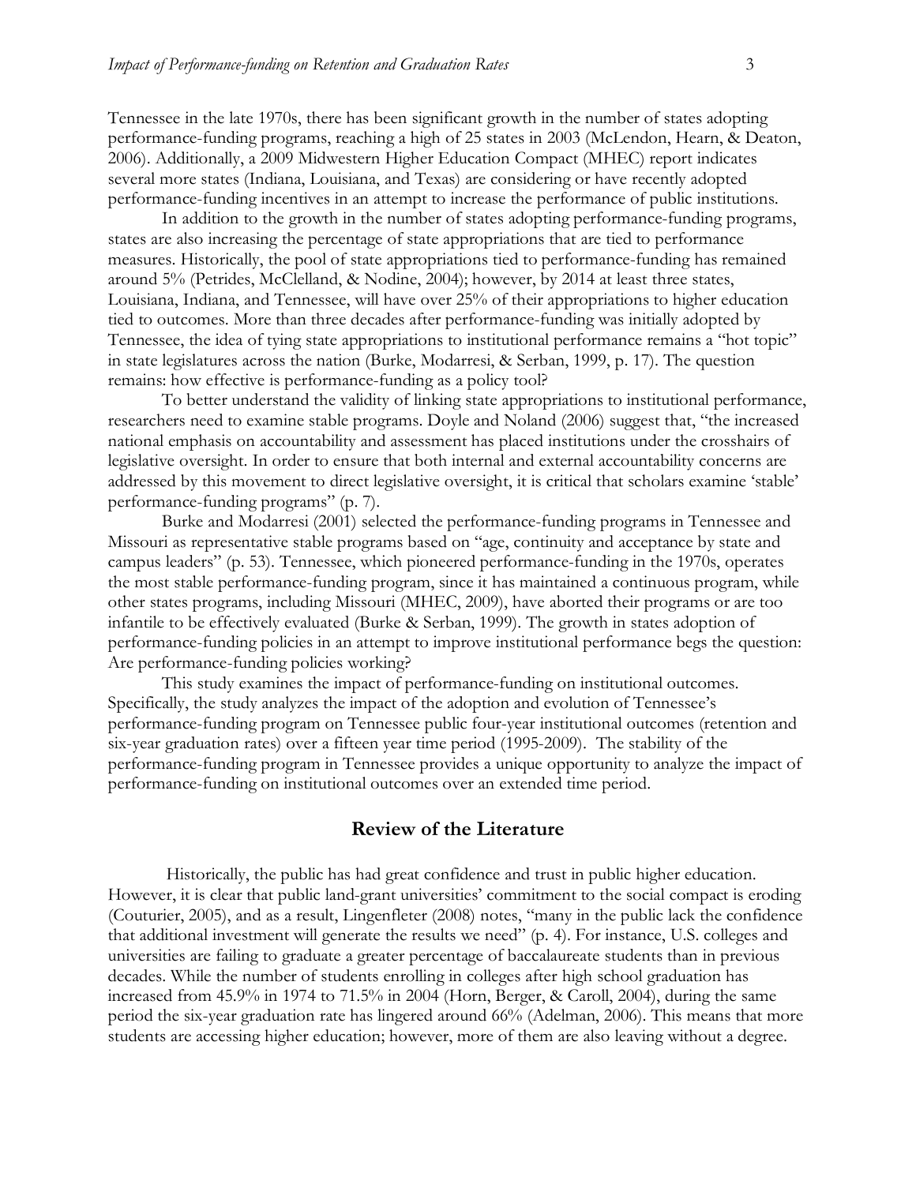Tennessee in the late 1970s, there has been significant growth in the number of states adopting performance-funding programs, reaching a high of 25 states in 2003 (McLendon, Hearn, & Deaton, 2006). Additionally, a 2009 Midwestern Higher Education Compact (MHEC) report indicates several more states (Indiana, Louisiana, and Texas) are considering or have recently adopted performance-funding incentives in an attempt to increase the performance of public institutions.

In addition to the growth in the number of states adopting performance-funding programs, states are also increasing the percentage of state appropriations that are tied to performance measures. Historically, the pool of state appropriations tied to performance-funding has remained around 5% (Petrides, McClelland, & Nodine, 2004); however, by 2014 at least three states, Louisiana, Indiana, and Tennessee, will have over 25% of their appropriations to higher education tied to outcomes. More than three decades after performance-funding was initially adopted by Tennessee, the idea of tying state appropriations to institutional performance remains a "hot topic" in state legislatures across the nation (Burke, Modarresi, & Serban, 1999, p. 17). The question remains: how effective is performance-funding as a policy tool?

To better understand the validity of linking state appropriations to institutional performance, researchers need to examine stable programs. Doyle and Noland (2006) suggest that, "the increased national emphasis on accountability and assessment has placed institutions under the crosshairs of legislative oversight. In order to ensure that both internal and external accountability concerns are addressed by this movement to direct legislative oversight, it is critical that scholars examine 'stable' performance-funding programs" (p. 7).

Burke and Modarresi (2001) selected the performance-funding programs in Tennessee and Missouri as representative stable programs based on "age, continuity and acceptance by state and campus leaders" (p. 53). Tennessee, which pioneered performance-funding in the 1970s, operates the most stable performance-funding program, since it has maintained a continuous program, while other states programs, including Missouri (MHEC, 2009), have aborted their programs or are too infantile to be effectively evaluated (Burke & Serban, 1999). The growth in states adoption of performance-funding policies in an attempt to improve institutional performance begs the question: Are performance-funding policies working?

This study examines the impact of performance-funding on institutional outcomes. Specifically, the study analyzes the impact of the adoption and evolution of Tennessee's performance-funding program on Tennessee public four-year institutional outcomes (retention and six-year graduation rates) over a fifteen year time period (1995-2009). The stability of the performance-funding program in Tennessee provides a unique opportunity to analyze the impact of performance-funding on institutional outcomes over an extended time period.

## Review of the Literature

Historically, the public has had great confidence and trust in public higher education. However, it is clear that public land-grant universities' commitment to the social compact is eroding (Couturier, 2005), and as a result, Lingenfleter (2008) notes, "many in the public lack the confidence that additional investment will generate the results we need" (p. 4). For instance, U.S. colleges and universities are failing to graduate a greater percentage of baccalaureate students than in previous decades. While the number of students enrolling in colleges after high school graduation has increased from 45.9% in 1974 to 71.5% in 2004 (Horn, Berger, & Caroll, 2004), during the same period the six-year graduation rate has lingered around 66% (Adelman, 2006). This means that more students are accessing higher education; however, more of them are also leaving without a degree.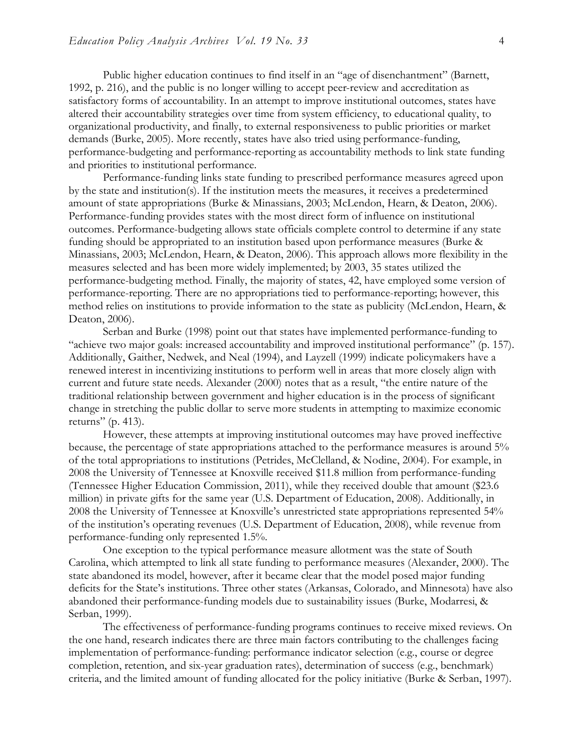Public higher education continues to find itself in an "age of disenchantment" (Barnett, 1992, p. 216), and the public is no longer willing to accept peer-review and accreditation as satisfactory forms of accountability. In an attempt to improve institutional outcomes, states have altered their accountability strategies over time from system efficiency, to educational quality, to organizational productivity, and finally, to external responsiveness to public priorities or market demands (Burke, 2005). More recently, states have also tried using performance-funding, performance-budgeting and performance-reporting as accountability methods to link state funding and priorities to institutional performance.

Performance-funding links state funding to prescribed performance measures agreed upon by the state and institution(s). If the institution meets the measures, it receives a predetermined amount of state appropriations (Burke & Minassians, 2003; McLendon, Hearn, & Deaton, 2006). Performance-funding provides states with the most direct form of influence on institutional outcomes. Performance-budgeting allows state officials complete control to determine if any state funding should be appropriated to an institution based upon performance measures (Burke & Minassians, 2003; McLendon, Hearn, & Deaton, 2006). This approach allows more flexibility in the measures selected and has been more widely implemented; by 2003, 35 states utilized the performance-budgeting method. Finally, the majority of states, 42, have employed some version of performance-reporting. There are no appropriations tied to performance-reporting; however, this method relies on institutions to provide information to the state as publicity (McLendon, Hearn, & Deaton, 2006).

Serban and Burke (1998) point out that states have implemented performance-funding to "achieve two major goals: increased accountability and improved institutional performance" (p. 157). Additionally, Gaither, Nedwek, and Neal (1994), and Layzell (1999) indicate policymakers have a renewed interest in incentivizing institutions to perform well in areas that more closely align with current and future state needs. Alexander (2000) notes that as a result, "the entire nature of the traditional relationship between government and higher education is in the process of significant change in stretching the public dollar to serve more students in attempting to maximize economic returns" (p. 413).

However, these attempts at improving institutional outcomes may have proved ineffective because, the percentage of state appropriations attached to the performance measures is around 5% of the total appropriations to institutions (Petrides, McClelland, & Nodine, 2004). For example, in 2008 the University of Tennessee at Knoxville received $11.8 million from performance-funding (Tennessee Higher Education Commission, 2011), while they received double that amount ($23.6 million) in private gifts for the same year (U.S. Department of Education, 2008). Additionally, in 2008 the University of Tennessee at Knoxville's unrestricted state appropriations represented 54% of the institution's operating revenues (U.S. Department of Education, 2008), while revenue from performance-funding only represented 1.5%.

One exception to the typical performance measure allotment was the state of South Carolina, which attempted to link all state funding to performance measures (Alexander, 2000). The state abandoned its model, however, after it became clear that the model posed major funding deficits for the State's institutions. Three other states (Arkansas, Colorado, and Minnesota) have also abandoned their performance-funding models due to sustainability issues (Burke, Modarresi, & Serban, 1999).

The effectiveness of performance-funding programs continues to receive mixed reviews. On the one hand, research indicates there are three main factors contributing to the challenges facing implementation of performance-funding: performance indicator selection (e.g., course or degree completion, retention, and six-year graduation rates), determination of success (e.g., benchmark) criteria, and the limited amount of funding allocated for the policy initiative (Burke & Serban, 1997).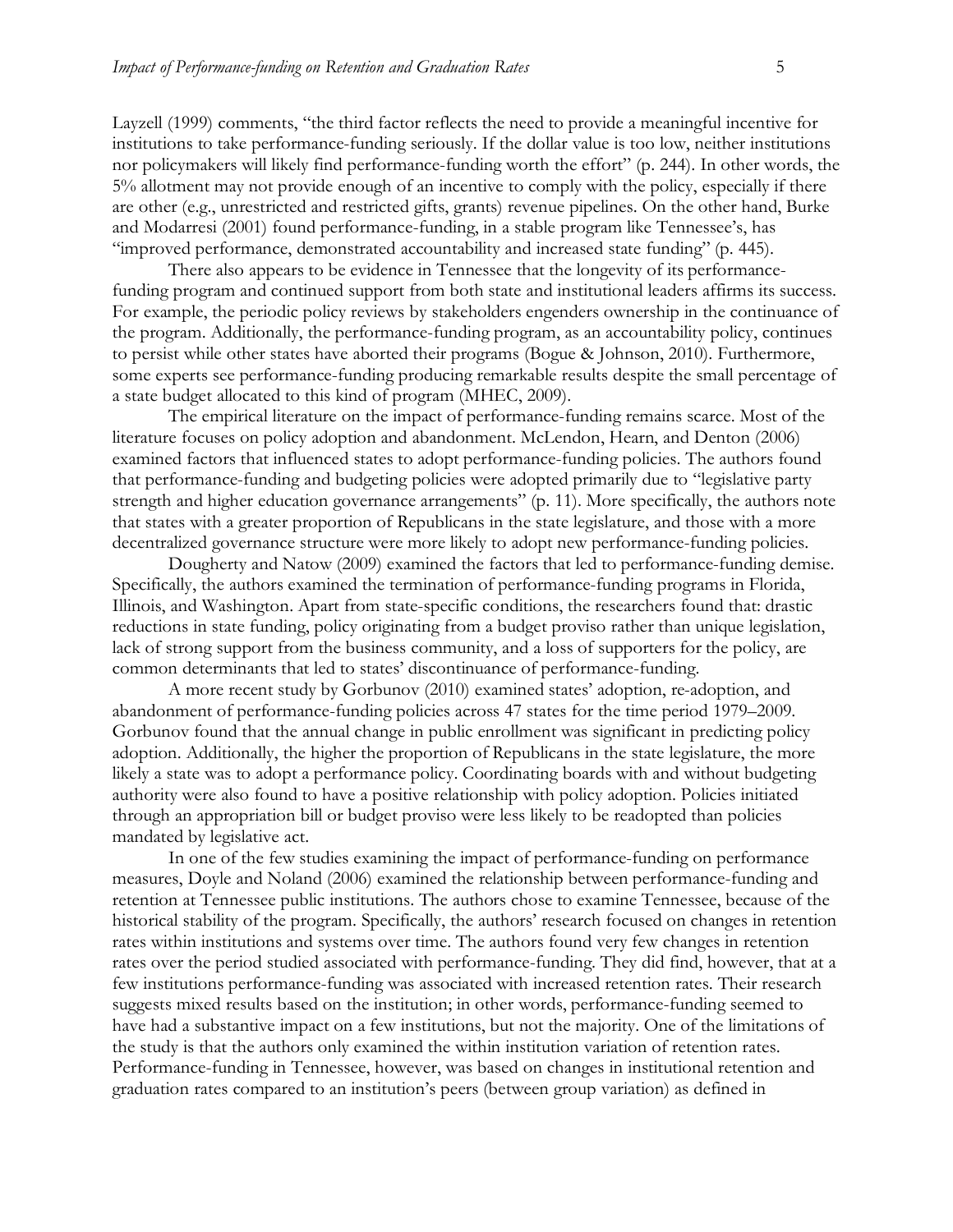Layzell (1999) comments, "the third factor reflects the need to provide a meaningful incentive for institutions to take performance-funding seriously. If the dollar value is too low, neither institutions nor policymakers will likely find performance-funding worth the effort" (p. 244). In other words, the 5% allotment may not provide enough of an incentive to comply with the policy, especially if there are other (e.g., unrestricted and restricted gifts, grants) revenue pipelines. On the other hand, Burke and Modarresi (2001) found performance-funding, in a stable program like Tennessee's, has "improved performance, demonstrated accountability and increased state funding" (p. 445).

There also appears to be evidence in Tennessee that the longevity of its performance-funding program and continued support from both state and institutional leaders affirms its success. For example, the periodic policy reviews by stakeholders engenders ownership in the continuance of the program. Additionally, the performance-funding program, as an accountability policy, continues to persist while other states have aborted their programs (Bogue & Johnson, 2010). Furthermore, some experts see performance-funding producing remarkable results despite the small percentage of a state budget allocated to this kind of program (MHEC, 2009).

The empirical literature on the impact of performance-funding remains scarce. Most of the literature focuses on policy adoption and abandonment. McLendon, Hearn, and Denton (2006) examined factors that influenced states to adopt performance-funding policies. The authors found that performance-funding and budgeting policies were adopted primarily due to "legislative party strength and higher education governance arrangements" (p. 11). More specifically, the authors note that states with a greater proportion of Republicans in the state legislature, and those with a more decentralized governance structure were more likely to adopt new performance-funding policies.

Dougherty and Natow (2009) examined the factors that led to performance-funding demise. Specifically, the authors examined the termination of performance-funding programs in Florida, Illinois, and Washington. Apart from state-specific conditions, the researchers found that: drastic reductions in state funding, policy originating from a budget proviso rather than unique legislation, lack of strong support from the business community, and a loss of supporters for the policy, are common determinants that led to states' discontinuance of performance-funding.

A more recent study by Gorbunov (2010) examined states' adoption, re-adoption, and abandonment of performance-funding policies across 47 states for the time period 1979–2009. Gorbunov found that the annual change in public enrollment was significant in predicting policy adoption. Additionally, the higher the proportion of Republicans in the state legislature, the more likely a state was to adopt a performance policy. Coordinating boards with and without budgeting authority were also found to have a positive relationship with policy adoption. Policies initiated through an appropriation bill or budget proviso were less likely to be readopted than policies mandated by legislative act.

In one of the few studies examining the impact of performance-funding on performance measures, Doyle and Noland (2006) examined the relationship between performance-funding and retention at Tennessee public institutions. The authors chose to examine Tennessee, because of the historical stability of the program. Specifically, the authors' research focused on changes in retention rates within institutions and systems over time. The authors found very few changes in retention rates over the period studied associated with performance-funding. They did find, however, that at a few institutions performance-funding was associated with increased retention rates. Their research suggests mixed results based on the institution; in other words, performance-funding seemed to have had a substantive impact on a few institutions, but not the majority. One of the limitations of the study is that the authors only examined the within institution variation of retention rates. Performance-funding in Tennessee, however, was based on changes in institutional retention and graduation rates compared to an institution's peers (between group variation) as defined in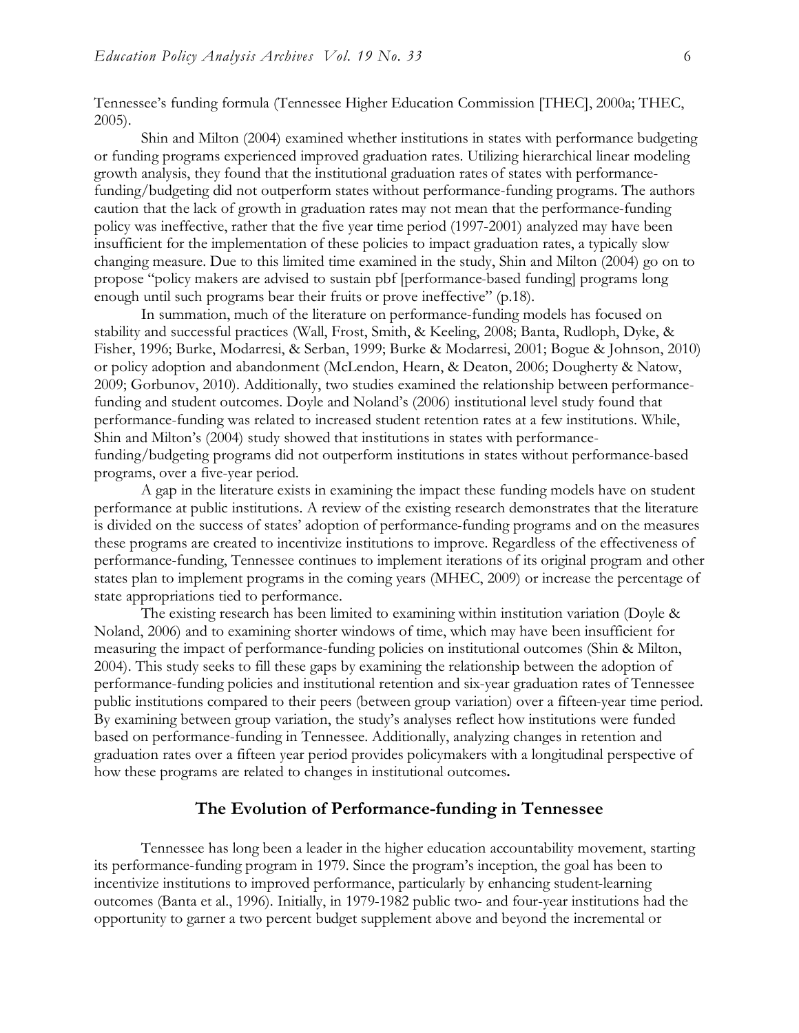Tennessee's funding formula (Tennessee Higher Education Commission [THEC], 2000a; THEC, 2005).

Shin and Milton (2004) examined whether institutions in states with performance budgeting or funding programs experienced improved graduation rates. Utilizing hierarchical linear modeling growth analysis, they found that the institutional graduation rates of states with performance-funding/budgeting did not outperform states without performance-funding programs. The authors caution that the lack of growth in graduation rates may not mean that the performance-funding policy was ineffective, rather that the five year time period (1997-2001) analyzed may have been insufficient for the implementation of these policies to impact graduation rates, a typically slow changing measure. Due to this limited time examined in the study, Shin and Milton (2004) go on to propose "policy makers are advised to sustain pbf [performance-based funding] programs long enough until such programs bear their fruits or prove ineffective" (p.18).

In summation, much of the literature on performance-funding models has focused on stability and successful practices (Wall, Frost, Smith, & Keeling, 2008; Banta, Rudloph, Dyke, & Fisher, 1996; Burke, Modarresi, & Serban, 1999; Burke & Modarresi, 2001; Bogue & Johnson, 2010) or policy adoption and abandonment (McLendon, Hearn, & Deaton, 2006; Dougherty & Natow, 2009; Gorbunov, 2010). Additionally, two studies examined the relationship between performance-funding and student outcomes. Doyle and Noland's (2006) institutional level study found that performance-funding was related to increased student retention rates at a few institutions. While, Shin and Milton's (2004) study showed that institutions in states with performance-funding/budgeting programs did not outperform institutions in states without performance-based programs, over a five-year period.

A gap in the literature exists in examining the impact these funding models have on student performance at public institutions. A review of the existing research demonstrates that the literature is divided on the success of states' adoption of performance-funding programs and on the measures these programs are created to incentivize institutions to improve. Regardless of the effectiveness of performance-funding, Tennessee continues to implement iterations of its original program and other states plan to implement programs in the coming years (MHEC, 2009) or increase the percentage of state appropriations tied to performance.

The existing research has been limited to examining within institution variation (Doyle & Noland, 2006) and to examining shorter windows of time, which may have been insufficient for measuring the impact of performance-funding policies on institutional outcomes (Shin & Milton, 2004). This study seeks to fill these gaps by examining the relationship between the adoption of performance-funding policies and institutional retention and six-year graduation rates of Tennessee public institutions compared to their peers (between group variation) over a fifteen-year time period. By examining between group variation, the study's analyses reflect how institutions were funded based on performance-funding in Tennessee. Additionally, analyzing changes in retention and graduation rates over a fifteen year period provides policymakers with a longitudinal perspective of how these programs are related to changes in institutional outcomes.

## The Evolution of Performance-funding in Tennessee

Tennessee has long been a leader in the higher education accountability movement, starting its performance-funding program in 1979. Since the program's inception, the goal has been to incentivize institutions to improved performance, particularly by enhancing student-learning outcomes (Banta et al., 1996). Initially, in 1979-1982 public two- and four-year institutions had the opportunity to garner a two percent budget supplement above and beyond the incremental or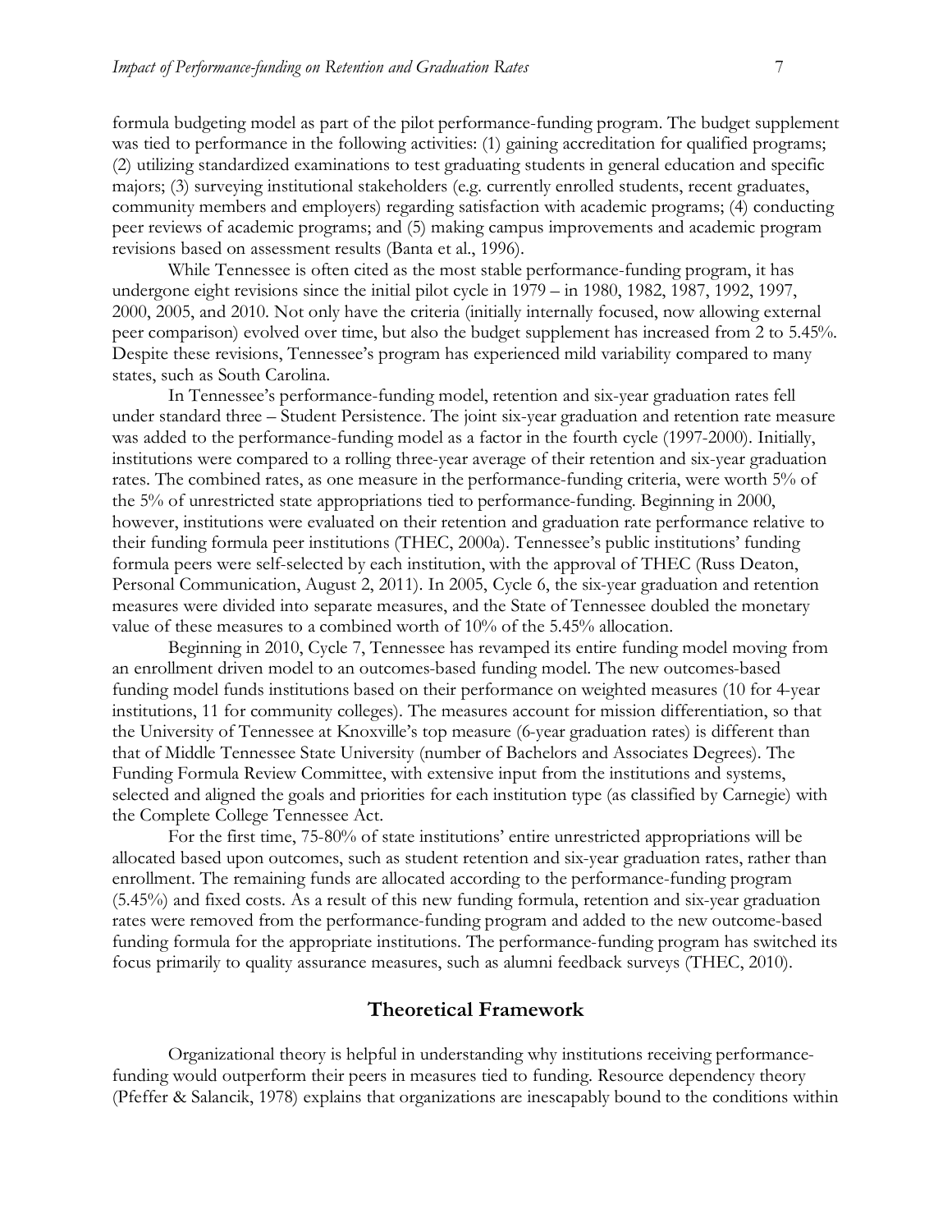formula budgeting model as part of the pilot performance-funding program. The budget supplement was tied to performance in the following activities: (1) gaining accreditation for qualified programs; (2) utilizing standardized examinations to test graduating students in general education and specific majors; (3) surveying institutional stakeholders (e.g. currently enrolled students, recent graduates, community members and employers) regarding satisfaction with academic programs; (4) conducting peer reviews of academic programs; and (5) making campus improvements and academic program revisions based on assessment results (Banta et al., 1996).

While Tennessee is often cited as the most stable performance-funding program, it has undergone eight revisions since the initial pilot cycle in 1979 – in 1980, 1982, 1987, 1992, 1997, 2000, 2005, and 2010. Not only have the criteria (initially internally focused, now allowing external peer comparison) evolved over time, but also the budget supplement has increased from 2 to 5.45%. Despite these revisions, Tennessee's program has experienced mild variability compared to many states, such as South Carolina.

In Tennessee's performance-funding model, retention and six-year graduation rates fell under standard three – Student Persistence. The joint six-year graduation and retention rate measure was added to the performance-funding model as a factor in the fourth cycle (1997-2000). Initially, institutions were compared to a rolling three-year average of their retention and six-year graduation rates. The combined rates, as one measure in the performance-funding criteria, were worth 5% of the 5% of unrestricted state appropriations tied to performance-funding. Beginning in 2000, however, institutions were evaluated on their retention and graduation rate performance relative to their funding formula peer institutions (THEC, 2000a). Tennessee's public institutions' funding formula peers were self-selected by each institution, with the approval of THEC (Russ Deaton, Personal Communication, August 2, 2011). In 2005, Cycle 6, the six-year graduation and retention measures were divided into separate measures, and the State of Tennessee doubled the monetary value of these measures to a combined worth of 10% of the 5.45% allocation.

Beginning in 2010, Cycle 7, Tennessee has revamped its entire funding model moving from an enrollment driven model to an outcomes-based funding model. The new outcomes-based funding model funds institutions based on their performance on weighted measures (10 for 4-year institutions, 11 for community colleges). The measures account for mission differentiation, so that the University of Tennessee at Knoxville's top measure (6-year graduation rates) is different than that of Middle Tennessee State University (number of Bachelors and Associates Degrees). The Funding Formula Review Committee, with extensive input from the institutions and systems, selected and aligned the goals and priorities for each institution type (as classified by Carnegie) with the Complete College Tennessee Act.

For the first time, 75-80% of state institutions' entire unrestricted appropriations will be allocated based upon outcomes, such as student retention and six-year graduation rates, rather than enrollment. The remaining funds are allocated according to the performance-funding program (5.45%) and fixed costs. As a result of this new funding formula, retention and six-year graduation rates were removed from the performance-funding program and added to the new outcome-based funding formula for the appropriate institutions. The performance-funding program has switched its focus primarily to quality assurance measures, such as alumni feedback surveys (THEC, 2010).

## Theoretical Framework

Organizational theory is helpful in understanding why institutions receiving performance-funding would outperform their peers in measures tied to funding. Resource dependency theory (Pfeffer & Salancik, 1978) explains that organizations are inescapably bound to the conditions within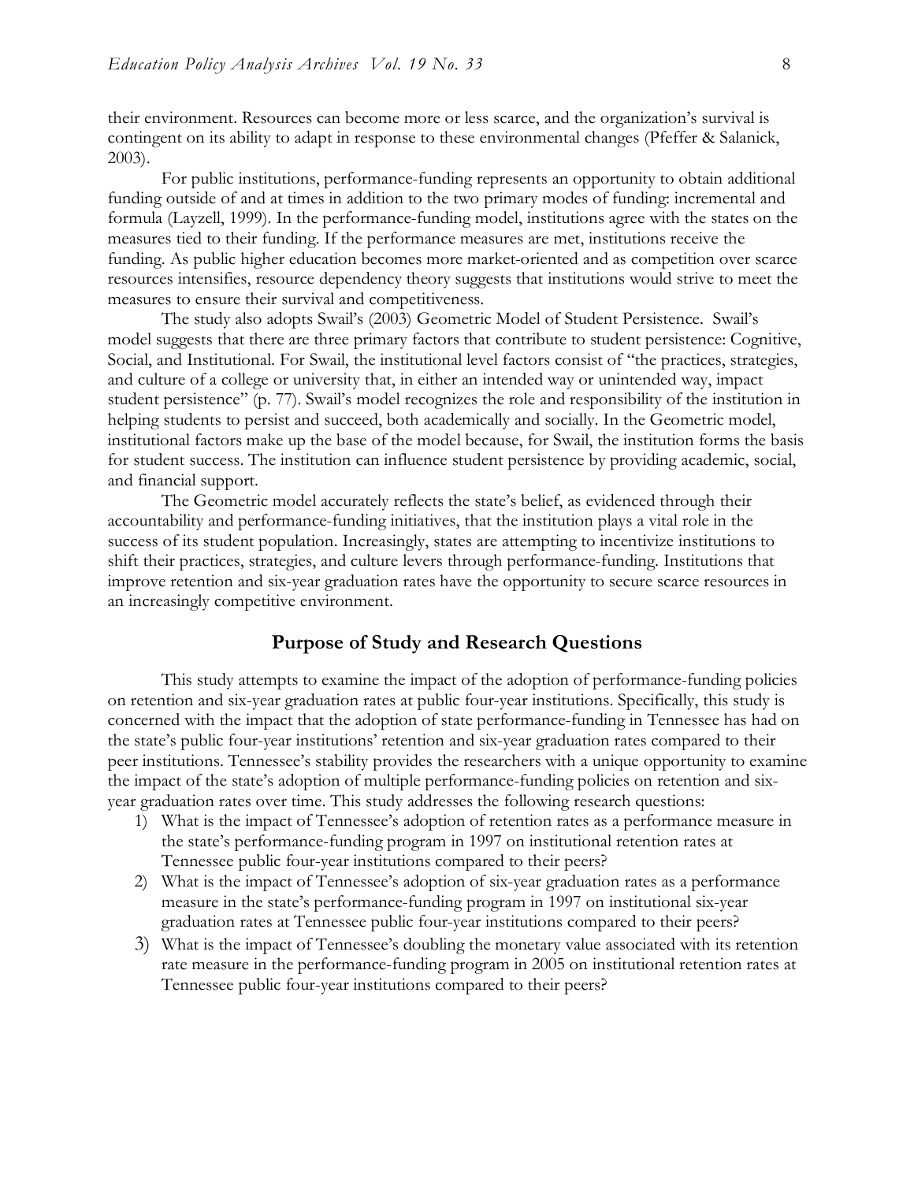their environment. Resources can become more or less scarce, and the organization's survival is contingent on its ability to adapt in response to these environmental changes (Pfeffer & Salanick, 2003).

For public institutions, performance-funding represents an opportunity to obtain additional funding outside of and at times in addition to the two primary modes of funding: incremental and formula (Layzell, 1999). In the performance-funding model, institutions agree with the states on the measures tied to their funding. If the performance measures are met, institutions receive the funding. As public higher education becomes more market-oriented and as competition over scarce resources intensifies, resource dependency theory suggests that institutions would strive to meet the measures to ensure their survival and competitiveness.

The study also adopts Swail's (2003) Geometric Model of Student Persistence. Swail's model suggests that there are three primary factors that contribute to student persistence: Cognitive, Social, and Institutional. For Swail, the institutional level factors consist of "the practices, strategies, and culture of a college or university that, in either an intended way or unintended way, impact student persistence" (p. 77). Swail's model recognizes the role and responsibility of the institution in helping students to persist and succeed, both academically and socially. In the Geometric model, institutional factors make up the base of the model because, for Swail, the institution forms the basis for student success. The institution can influence student persistence by providing academic, social, and financial support.

The Geometric model accurately reflects the state's belief, as evidenced through their accountability and performance-funding initiatives, that the institution plays a vital role in the success of its student population. Increasingly, states are attempting to incentivize institutions to shift their practices, strategies, and culture levers through performance-funding. Institutions that improve retention and six-year graduation rates have the opportunity to secure scarce resources in an increasingly competitive environment.

## Purpose of Study and Research Questions

This study attempts to examine the impact of the adoption of performance-funding policies on retention and six-year graduation rates at public four-year institutions. Specifically, this study is concerned with the impact that the adoption of state performance-funding in Tennessee has had on the state's public four-year institutions' retention and six-year graduation rates compared to their peer institutions. Tennessee's stability provides the researchers with a unique opportunity to examine the impact of the state's adoption of multiple performance-funding policies on retention and six-year graduation rates over time. This study addresses the following research questions:

1) What is the impact of Tennessee's adoption of retention rates as a performance measure in the state's performance-funding program in 1997 on institutional retention rates at Tennessee public four-year institutions compared to their peers?
2) What is the impact of Tennessee's adoption of six-year graduation rates as a performance measure in the state's performance-funding program in 1997 on institutional six-year graduation rates at Tennessee public four-year institutions compared to their peers?
3) What is the impact of Tennessee's doubling the monetary value associated with its retention rate measure in the performance-funding program in 2005 on institutional retention rates at Tennessee public four-year institutions compared to their peers?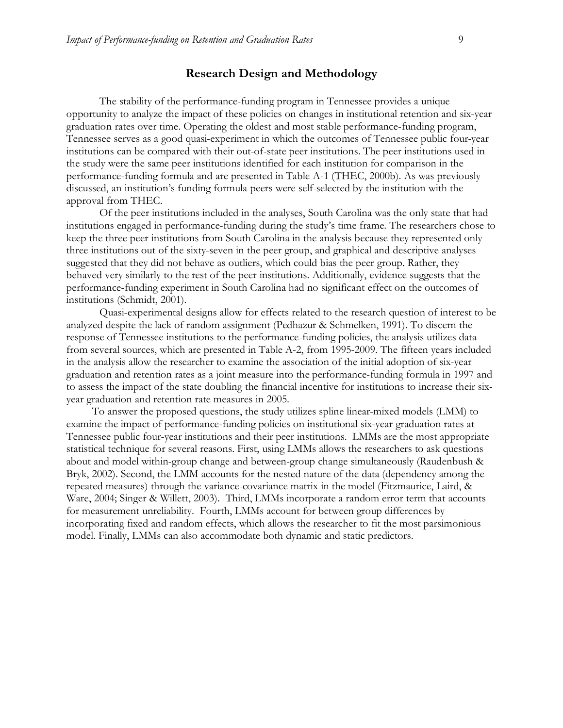## Research Design and Methodology

The stability of the performance-funding program in Tennessee provides a unique opportunity to analyze the impact of these policies on changes in institutional retention and six-year graduation rates over time. Operating the oldest and most stable performance-funding program, Tennessee serves as a good quasi-experiment in which the outcomes of Tennessee public four-year institutions can be compared with their out-of-state peer institutions. The peer institutions used in the study were the same peer institutions identified for each institution for comparison in the performance-funding formula and are presented in Table A-1 (THEC, 2000b). As was previously discussed, an institution's funding formula peers were self-selected by the institution with the approval from THEC.

Of the peer institutions included in the analyses, South Carolina was the only state that had institutions engaged in performance-funding during the study's time frame. The researchers chose to keep the three peer institutions from South Carolina in the analysis because they represented only three institutions out of the sixty-seven in the peer group, and graphical and descriptive analyses suggested that they did not behave as outliers, which could bias the peer group. Rather, they behaved very similarly to the rest of the peer institutions. Additionally, evidence suggests that the performance-funding experiment in South Carolina had no significant effect on the outcomes of institutions (Schmidt, 2001).

Quasi-experimental designs allow for effects related to the research question of interest to be analyzed despite the lack of random assignment (Pedhazur & Schmelken, 1991). To discern the response of Tennessee institutions to the performance-funding policies, the analysis utilizes data from several sources, which are presented in Table A-2, from 1995-2009. The fifteen years included in the analysis allow the researcher to examine the association of the initial adoption of six-year graduation and retention rates as a joint measure into the performance-funding formula in 1997 and to assess the impact of the state doubling the financial incentive for institutions to increase their six-year graduation and retention rate measures in 2005.

To answer the proposed questions, the study utilizes spline linear-mixed models (LMM) to examine the impact of performance-funding policies on institutional six-year graduation rates at Tennessee public four-year institutions and their peer institutions. LMMs are the most appropriate statistical technique for several reasons. First, using LMMs allows the researchers to ask questions about and model within-group change and between-group change simultaneously (Raudenbush & Bryk, 2002). Second, the LMM accounts for the nested nature of the data (dependency among the repeated measures) through the variance-covariance matrix in the model (Fitzmaurice, Laird, & Ware, 2004; Singer & Willett, 2003). Third, LMMs incorporate a random error term that accounts for measurement unreliability. Fourth, LMMs account for between group differences by incorporating fixed and random effects, which allows the researcher to fit the most parsimonious model. Finally, LMMs can also accommodate both dynamic and static predictors.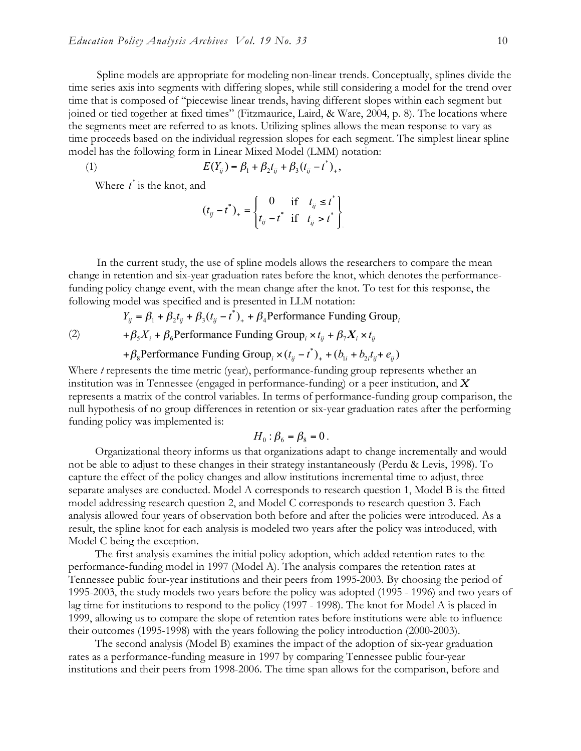Spline models are appropriate for modeling non-linear trends. Conceptually, splines divide the time series axis into segments with differing slopes, while still considering a model for the trend over time that is composed of "piecewise linear trends, having different slopes within each segment but joined or tied together at fixed times" (Fitzmaurice, Laird, & Ware, 2004, p. 8). The locations where the segments meet are referred to as knots. Utilizing splines allows the mean response to vary as time proceeds based on the individual regression slopes for each segment. The simplest linear spline model has the following form in Linear Mixed Model (LMM) notation:

$$E(Y_{ij}) = \beta_1 + \beta_2 t_{ij} + \beta_3 (t_{ij} - t^*)_+ , \tag{1}$$

Where $t^*$ is the knot, and

$$(t_{ij} - t^*)_+ = \begin{Bmatrix} 0 & \text{if} \quad t_{ij} \le t^* \\ t_{ij} - t^* & \text{if} \quad t_{ij} > t^* \end{Bmatrix}.$$

In the current study, the use of spline models allows the researchers to compare the mean change in retention and six-year graduation rates before the knot, which denotes the performance-funding policy change event, with the mean change after the knot. To test for this response, the following model was specified and is presented in LLM notation:

$$\begin{aligned} Y_{ij} &= \beta_1 + \beta_2 t_{ij} + \beta_3 (t_{ij} - t^*)_+ + \beta_4 \text{Performance Funding Group}_i \\ &+ \beta_5 X_i + \beta_6 \text{Performance Funding Group}_i \times t_{ij} + \beta_7 \boldsymbol{X}_i \times t_{ij} \\ &+ \beta_8 \text{Performance Funding Group}_i \times (t_{ij} - t^*)_+ + (b_{1i} + b_{2i} t_{ij} + e_{ij}) \end{aligned} \tag{2}$$

Where *t* represents the time metric (year), performance-funding group represents whether an institution was in Tennessee (engaged in performance-funding) or a peer institution, and $\boldsymbol{X}$ represents a matrix of the control variables. In terms of performance-funding group comparison, the null hypothesis of no group differences in retention or six-year graduation rates after the performing funding policy was implemented is:

$$H_0 : \beta_6 = \beta_8 = 0 .$$

Organizational theory informs us that organizations adapt to change incrementally and would not be able to adjust to these changes in their strategy instantaneously (Perdu & Levis, 1998). To capture the effect of the policy changes and allow institutions incremental time to adjust, three separate analyses are conducted. Model A corresponds to research question 1, Model B is the fitted model addressing research question 2, and Model C corresponds to research question 3. Each analysis allowed four years of observation both before and after the policies were introduced. As a result, the spline knot for each analysis is modeled two years after the policy was introduced, with Model C being the exception.

The first analysis examines the initial policy adoption, which added retention rates to the performance-funding model in 1997 (Model A). The analysis compares the retention rates at Tennessee public four-year institutions and their peers from 1995-2003. By choosing the period of 1995-2003, the study models two years before the policy was adopted (1995 - 1996) and two years of lag time for institutions to respond to the policy (1997 - 1998). The knot for Model A is placed in 1999, allowing us to compare the slope of retention rates before institutions were able to influence their outcomes (1995-1998) with the years following the policy introduction (2000-2003).

The second analysis (Model B) examines the impact of the adoption of six-year graduation rates as a performance-funding measure in 1997 by comparing Tennessee public four-year institutions and their peers from 1998-2006. The time span allows for the comparison, before and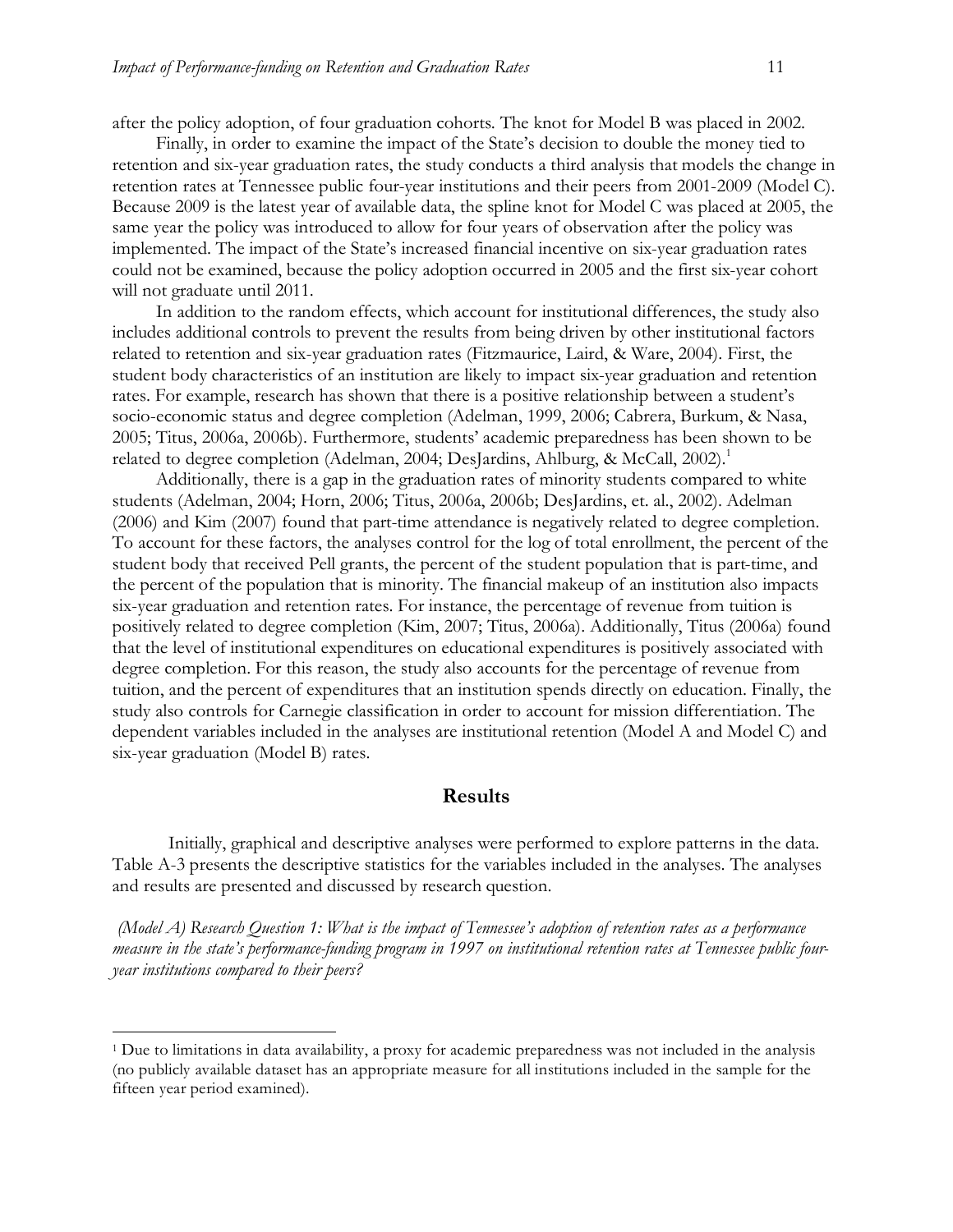after the policy adoption, of four graduation cohorts. The knot for Model B was placed in 2002.

Finally, in order to examine the impact of the State's decision to double the money tied to retention and six-year graduation rates, the study conducts a third analysis that models the change in retention rates at Tennessee public four-year institutions and their peers from 2001-2009 (Model C). Because 2009 is the latest year of available data, the spline knot for Model C was placed at 2005, the same year the policy was introduced to allow for four years of observation after the policy was implemented. The impact of the State's increased financial incentive on six-year graduation rates could not be examined, because the policy adoption occurred in 2005 and the first six-year cohort will not graduate until 2011.

In addition to the random effects, which account for institutional differences, the study also includes additional controls to prevent the results from being driven by other institutional factors related to retention and six-year graduation rates (Fitzmaurice, Laird, & Ware, 2004). First, the student body characteristics of an institution are likely to impact six-year graduation and retention rates. For example, research has shown that there is a positive relationship between a student's socio-economic status and degree completion (Adelman, 1999, 2006; Cabrera, Burkum, & Nasa, 2005; Titus, 2006a, 2006b). Furthermore, students' academic preparedness has been shown to be related to degree completion (Adelman, 2004; DesJardins, Ahlburg, & McCall, 2002).[1]

Additionally, there is a gap in the graduation rates of minority students compared to white students (Adelman, 2004; Horn, 2006; Titus, 2006a, 2006b; DesJardins, et. al., 2002). Adelman (2006) and Kim (2007) found that part-time attendance is negatively related to degree completion. To account for these factors, the analyses control for the log of total enrollment, the percent of the student body that received Pell grants, the percent of the student population that is part-time, and the percent of the population that is minority. The financial makeup of an institution also impacts six-year graduation and retention rates. For instance, the percentage of revenue from tuition is positively related to degree completion (Kim, 2007; Titus, 2006a). Additionally, Titus (2006a) found that the level of institutional expenditures on educational expenditures is positively associated with degree completion. For this reason, the study also accounts for the percentage of revenue from tuition, and the percent of expenditures that an institution spends directly on education. Finally, the study also controls for Carnegie classification in order to account for mission differentiation. The dependent variables included in the analyses are institutional retention (Model A and Model C) and six-year graduation (Model B) rates.

## Results

Initially, graphical and descriptive analyses were performed to explore patterns in the data. Table A-3 presents the descriptive statistics for the variables included in the analyses. The analyses and results are presented and discussed by research question.

*(Model A) Research Question 1: What is the impact of Tennessee's adoption of retention rates as a performance measure in the state's performance-funding program in 1997 on institutional retention rates at Tennessee public four-year institutions compared to their peers?*

---

[1] Due to limitations in data availability, a proxy for academic preparedness was not included in the analysis (no publicly available dataset has an appropriate measure for all institutions included in the sample for the fifteen year period examined).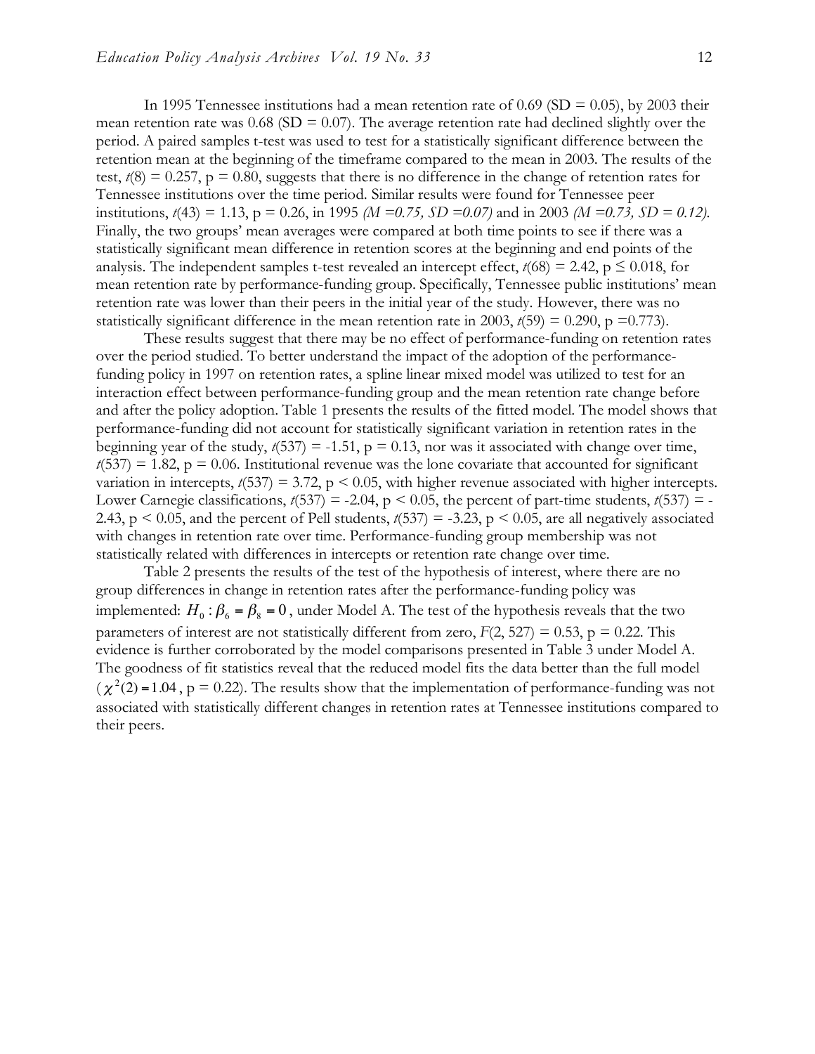In 1995 Tennessee institutions had a mean retention rate of 0.69 (SD = 0.05), by 2003 their mean retention rate was 0.68 (SD = 0.07). The average retention rate had declined slightly over the period. A paired samples t-test was used to test for a statistically significant difference between the retention mean at the beginning of the timeframe compared to the mean in 2003. The results of the test, $t(8) = 0.257$, $p = 0.80$, suggests that there is no difference in the change of retention rates for Tennessee institutions over the time period. Similar results were found for Tennessee peer institutions, $t(43) = 1.13$, $p = 0.26$, in 1995 *(M =0.75, SD =0.07)* and in 2003 *(M =0.73, SD = 0.12).* Finally, the two groups' mean averages were compared at both time points to see if there was a statistically significant mean difference in retention scores at the beginning and end points of the analysis. The independent samples t-test revealed an intercept effect, $t(68) = 2.42$, $p \leq 0.018$, for mean retention rate by performance-funding group. Specifically, Tennessee public institutions' mean retention rate was lower than their peers in the initial year of the study. However, there was no statistically significant difference in the mean retention rate in 2003, $t(59) = 0.290$, $p =0.773$).

These results suggest that there may be no effect of performance-funding on retention rates over the period studied. To better understand the impact of the adoption of the performance-funding policy in 1997 on retention rates, a spline linear mixed model was utilized to test for an interaction effect between performance-funding group and the mean retention rate change before and after the policy adoption. Table 1 presents the results of the fitted model. The model shows that performance-funding did not account for statistically significant variation in retention rates in the beginning year of the study, $t(537) = -1.51$, $p = 0.13$, nor was it associated with change over time, $t(537) = 1.82$, $p = 0.06$. Institutional revenue was the lone covariate that accounted for significant variation in intercepts, $t(537) = 3.72$, $p < 0.05$, with higher revenue associated with higher intercepts. Lower Carnegie classifications, $t(537) = -2.04$, $p < 0.05$, the percent of part-time students, $t(537) = -2.43$, $p < 0.05$, and the percent of Pell students, $t(537) = -3.23$, $p < 0.05$, are all negatively associated with changes in retention rate over time. Performance-funding group membership was not statistically related with differences in intercepts or retention rate change over time.

Table 2 presents the results of the test of the hypothesis of interest, where there are no group differences in change in retention rates after the performance-funding policy was implemented: $H_0 : \beta_6 = \beta_8 = 0$, under Model A. The test of the hypothesis reveals that the two parameters of interest are not statistically different from zero, $F(2, 527) = 0.53$, $p = 0.22$. This evidence is further corroborated by the model comparisons presented in Table 3 under Model A. The goodness of fit statistics reveal that the reduced model fits the data better than the full model ($\chi^2(2) = 1.04$, $p = 0.22$). The results show that the implementation of performance-funding was not associated with statistically different changes in retention rates at Tennessee institutions compared to their peers.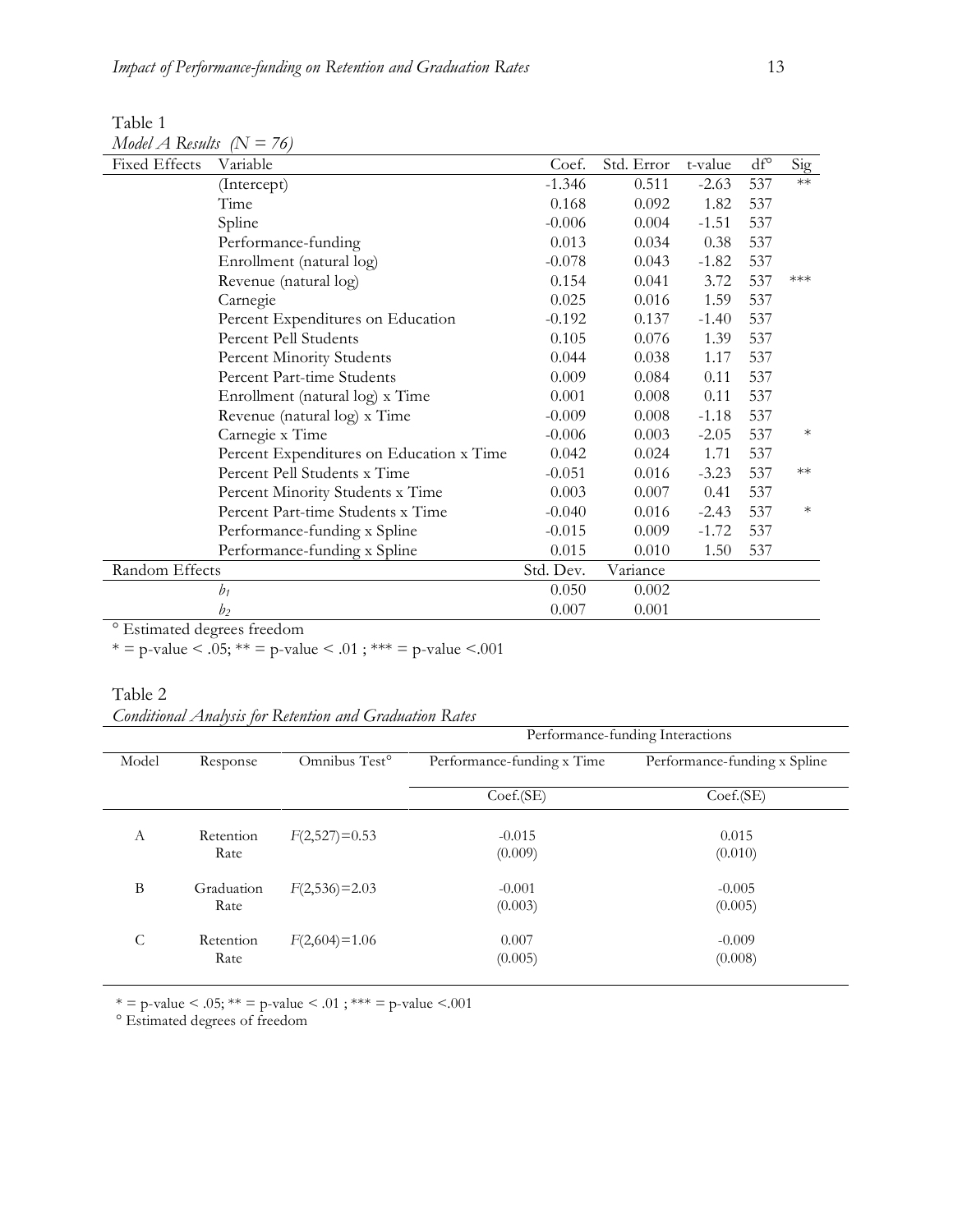Table 1

*Model A Results (N = 76)*

| Fixed Effects | Variable | Coef. | Std. Error | t-value | df° | Sig |
|---|---|---|---|---|---|---|
| | (Intercept) | -1.346 | 0.511 | -2.63 | 537 | ** |
| | Time | 0.168 | 0.092 | 1.82 | 537 | |
| | Spline | -0.006 | 0.004 | -1.51 | 537 | |
| | Performance-funding | 0.013 | 0.034 | 0.38 | 537 | |
| | Enrollment (natural log) | -0.078 | 0.043 | -1.82 | 537 | |
| | Revenue (natural log) | 0.154 | 0.041 | 3.72 | 537 | *** |
| | Carnegie | 0.025 | 0.016 | 1.59 | 537 | |
| | Percent Expenditures on Education | -0.192 | 0.137 | -1.40 | 537 | |
| | Percent Pell Students | 0.105 | 0.076 | 1.39 | 537 | |
| | Percent Minority Students | 0.044 | 0.038 | 1.17 | 537 | |
| | Percent Part-time Students | 0.009 | 0.084 | 0.11 | 537 | |
| | Enrollment (natural log) x Time | 0.001 | 0.008 | 0.11 | 537 | |
| | Revenue (natural log) x Time | -0.009 | 0.008 | -1.18 | 537 | |
| | Carnegie x Time | -0.006 | 0.003 | -2.05 | 537 | * |
| | Percent Expenditures on Education x Time | 0.042 | 0.024 | 1.71 | 537 | |
| | Percent Pell Students x Time | -0.051 | 0.016 | -3.23 | 537 | ** |
| | Percent Minority Students x Time | 0.003 | 0.007 | 0.41 | 537 | |
| | Percent Part-time Students x Time | -0.040 | 0.016 | -2.43 | 537 | * |
| | Performance-funding x Spline | -0.015 | 0.009 | -1.72 | 537 | |
| | Performance-funding x Spline | 0.015 | 0.010 | 1.50 | 537 | |
| Random Effects | | Std. Dev. | Variance | | | |
| | $b_1$ | 0.050 | 0.002 | | | |
| | $b_2$ | 0.007 | 0.001 | | | |

° Estimated degrees freedom

* = p-value < .05; ** = p-value < .01 ; *** = p-value <.001

Table 2

*Conditional Analysis for Retention and Graduation Rates*

| | | | Performance-funding Interactions | |
|---|---|---|---|---|
| Model | Response | Omnibus Test° | Performance-funding x Time | Performance-funding x Spline |
| | | | Coef.(SE) | Coef.(SE) |
| A | Retention Rate | $F(2,527)=0.53$ | -0.015 (0.009) | 0.015 (0.010) |
| B | Graduation Rate | $F(2,536)=2.03$ | -0.001 (0.003) | -0.005 (0.005) |
| C | Retention Rate | $F(2,604)=1.06$ | 0.007 (0.005) | -0.009 (0.008) |

* = p-value < .05; ** = p-value < .01 ; *** = p-value <.001

° Estimated degrees of freedom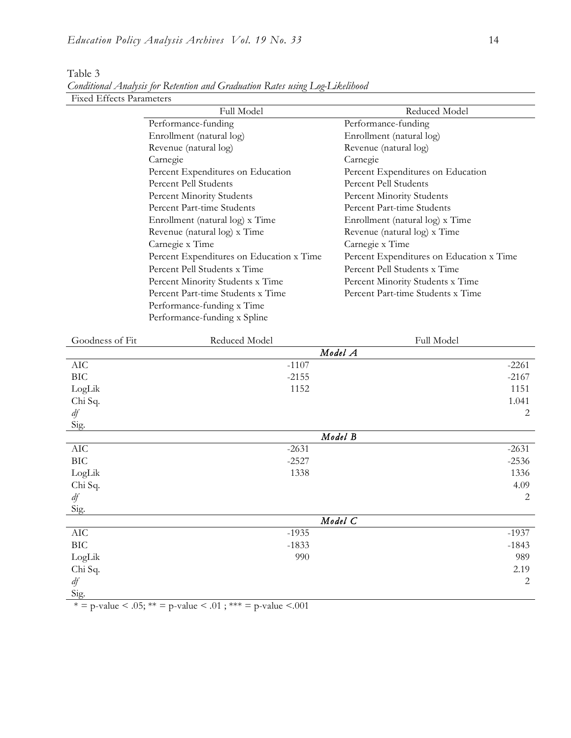Table 3

*Conditional Analysis for Retention and Graduation Rates using Log-Likelihood*

| Fixed Effects Parameters | | |
|---|---|---|
| | Full Model | Reduced Model |
| | Performance-funding | Performance-funding |
| | Enrollment (natural log) | Enrollment (natural log) |
| | Revenue (natural log) | Revenue (natural log) |
| | Carnegie | Carnegie |
| | Percent Expenditures on Education | Percent Expenditures on Education |
| | Percent Pell Students | Percent Pell Students |
| | Percent Minority Students | Percent Minority Students |
| | Percent Part-time Students | Percent Part-time Students |
| | Enrollment (natural log) x Time | Enrollment (natural log) x Time |
| | Revenue (natural log) x Time | Revenue (natural log) x Time |
| | Carnegie x Time | Carnegie x Time |
| | Percent Expenditures on Education x Time | Percent Expenditures on Education x Time |
| | Percent Pell Students x Time | Percent Pell Students x Time |
| | Percent Minority Students x Time | Percent Minority Students x Time |
| | Percent Part-time Students x Time | Percent Part-time Students x Time |
| | Performance-funding x Time | |
| | Performance-funding x Spline | |

| Goodness of Fit | Reduced Model | Full Model |
|---|---|---|
| | ***Model A*** | |
| AIC | -1107 | -2261 |
| BIC | -2155 | -2167 |
| LogLik | 1152 | 1151 |
| Chi Sq. | | 1.041 |
| *df* | | 2 |
| Sig. | | |
| | ***Model B*** | |
| AIC | -2631 | -2631 |
| BIC | -2527 | -2536 |
| LogLik | 1338 | 1336 |
| Chi Sq. | | 4.09 |
| *df* | | 2 |
| Sig. | | |
| | ***Model C*** | |
| AIC | -1935 | -1937 |
| BIC | -1833 | -1843 |
| LogLik | 990 | 989 |
| Chi Sq. | | 2.19 |
| *df* | | 2 |
| Sig. | | |

\* = p-value < .05; ** = p-value < .01 ; *** = p-value <.001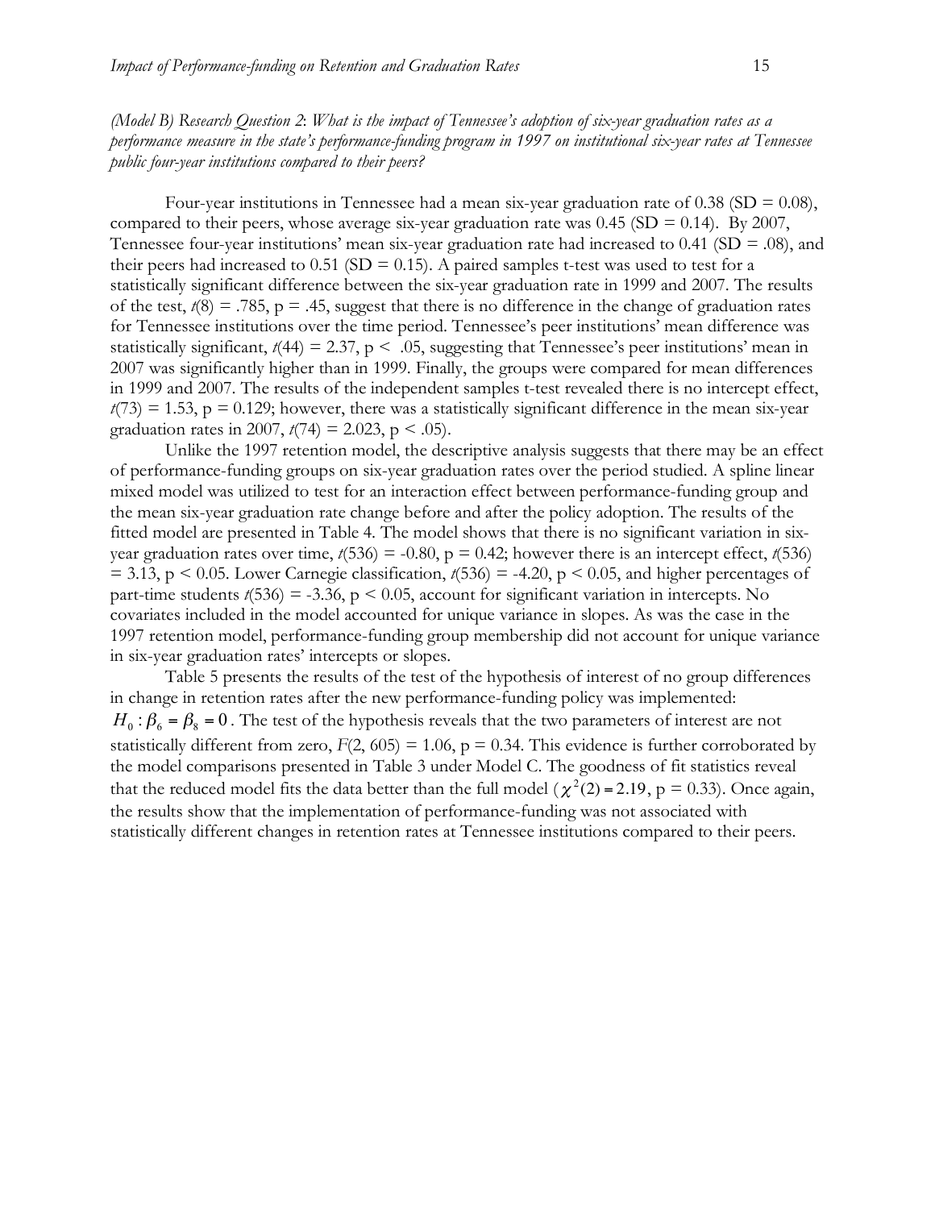*(Model B) Research Question 2: What is the impact of Tennessee's adoption of six-year graduation rates as a performance measure in the state's performance-funding program in 1997 on institutional six-year rates at Tennessee public four-year institutions compared to their peers?*

Four-year institutions in Tennessee had a mean six-year graduation rate of 0.38 (SD = 0.08), compared to their peers, whose average six-year graduation rate was 0.45 (SD = 0.14). By 2007, Tennessee four-year institutions' mean six-year graduation rate had increased to 0.41 (SD = .08), and their peers had increased to 0.51 (SD = 0.15). A paired samples t-test was used to test for a statistically significant difference between the six-year graduation rate in 1999 and 2007. The results of the test, $t(8) = .785$, $p = .45$, suggest that there is no difference in the change of graduation rates for Tennessee institutions over the time period. Tennessee's peer institutions' mean difference was statistically significant, $t(44) = 2.37$, $p < .05$, suggesting that Tennessee's peer institutions' mean in 2007 was significantly higher than in 1999. Finally, the groups were compared for mean differences in 1999 and 2007. The results of the independent samples t-test revealed there is no intercept effect, $t(73) = 1.53$, $p = 0.129$; however, there was a statistically significant difference in the mean six-year graduation rates in 2007, $t(74) = 2.023$, $p < .05$).

Unlike the 1997 retention model, the descriptive analysis suggests that there may be an effect of performance-funding groups on six-year graduation rates over the period studied. A spline linear mixed model was utilized to test for an interaction effect between performance-funding group and the mean six-year graduation rate change before and after the policy adoption. The results of the fitted model are presented in Table 4. The model shows that there is no significant variation in six-year graduation rates over time, $t(536) = -0.80$, $p = 0.42$; however there is an intercept effect, $t(536) = 3.13$, $p < 0.05$. Lower Carnegie classification, $t(536) = -4.20$, $p < 0.05$, and higher percentages of part-time students $t(536) = -3.36$, $p < 0.05$, account for significant variation in intercepts. No covariates included in the model accounted for unique variance in slopes. As was the case in the 1997 retention model, performance-funding group membership did not account for unique variance in six-year graduation rates' intercepts or slopes.

Table 5 presents the results of the test of the hypothesis of interest of no group differences in change in retention rates after the new performance-funding policy was implemented: $H_0 : \beta_6 = \beta_8 = 0$. The test of the hypothesis reveals that the two parameters of interest are not statistically different from zero, $F(2, 605) = 1.06$, $p = 0.34$. This evidence is further corroborated by the model comparisons presented in Table 3 under Model C. The goodness of fit statistics reveal that the reduced model fits the data better than the full model ($\chi^2(2) = 2.19$, $p = 0.33$). Once again, the results show that the implementation of performance-funding was not associated with statistically different changes in retention rates at Tennessee institutions compared to their peers.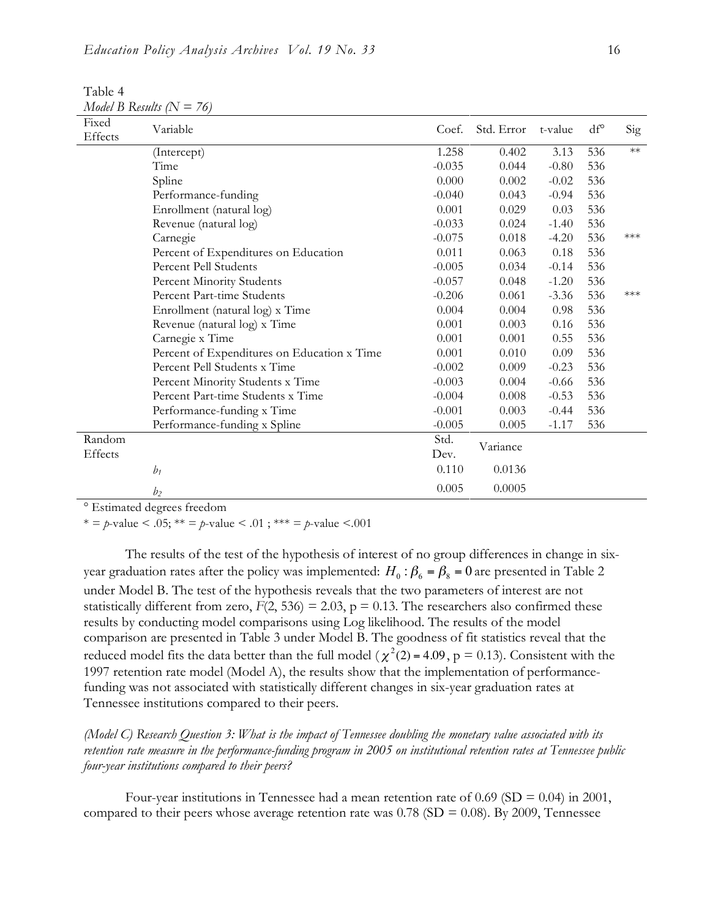Table 4
*Model B Results (N = 76)*

| Fixed Effects | Variable | Coef. | Std. Error | t-value | df° | Sig |
|---|---|---|---|---|---|---|
| | (Intercept) | 1.258 | 0.402 | 3.13 | 536 | ** |
| | Time | -0.035 | 0.044 | -0.80 | 536 | |
| | Spline | 0.000 | 0.002 | -0.02 | 536 | |
| | Performance-funding | -0.040 | 0.043 | -0.94 | 536 | |
| | Enrollment (natural log) | 0.001 | 0.029 | 0.03 | 536 | |
| | Revenue (natural log) | -0.033 | 0.024 | -1.40 | 536 | |
| | Carnegie | -0.075 | 0.018 | -4.20 | 536 | *** |
| | Percent of Expenditures on Education | 0.011 | 0.063 | 0.18 | 536 | |
| | Percent Pell Students | -0.005 | 0.034 | -0.14 | 536 | |
| | Percent Minority Students | -0.057 | 0.048 | -1.20 | 536 | |
| | Percent Part-time Students | -0.206 | 0.061 | -3.36 | 536 | *** |
| | Enrollment (natural log) x Time | 0.004 | 0.004 | 0.98 | 536 | |
| | Revenue (natural log) x Time | 0.001 | 0.003 | 0.16 | 536 | |
| | Carnegie x Time | 0.001 | 0.001 | 0.55 | 536 | |
| | Percent of Expenditures on Education x Time | 0.001 | 0.010 | 0.09 | 536 | |
| | Percent Pell Students x Time | -0.002 | 0.009 | -0.23 | 536 | |
| | Percent Minority Students x Time | -0.003 | 0.004 | -0.66 | 536 | |
| | Percent Part-time Students x Time | -0.004 | 0.008 | -0.53 | 536 | |
| | Performance-funding x Time | -0.001 | 0.003 | -0.44 | 536 | |
| | Performance-funding x Spline | -0.005 | 0.005 | -1.17 | 536 | |
| Random Effects | | Std. Dev. | Variance | | | |
| | $b_1$ | 0.110 | 0.0136 | | | |
| | $b_2$ | 0.005 | 0.0005 | | | |

° Estimated degrees freedom

* = *p*-value < .05; ** = *p*-value < .01 ; *** = *p*-value <.001

The results of the test of the hypothesis of interest of no group differences in change in six-year graduation rates after the policy was implemented: $H_0 : \beta_6 = \beta_8 = 0$ are presented in Table 2 under Model B. The test of the hypothesis reveals that the two parameters of interest are not statistically different from zero, $F(2, 536) = 2.03$, $p = 0.13$. The researchers also confirmed these results by conducting model comparisons using Log likelihood. The results of the model comparison are presented in Table 3 under Model B. The goodness of fit statistics reveal that the reduced model fits the data better than the full model ($\chi^2(2) = 4.09$, $p = 0.13$). Consistent with the 1997 retention rate model (Model A), the results show that the implementation of performance-funding was not associated with statistically different changes in six-year graduation rates at Tennessee institutions compared to their peers.

*(Model C) Research Question 3: What is the impact of Tennessee doubling the monetary value associated with its retention rate measure in the performance-funding program in 2005 on institutional retention rates at Tennessee public four-year institutions compared to their peers?*

Four-year institutions in Tennessee had a mean retention rate of 0.69 (SD = 0.04) in 2001, compared to their peers whose average retention rate was 0.78 (SD = 0.08). By 2009, Tennessee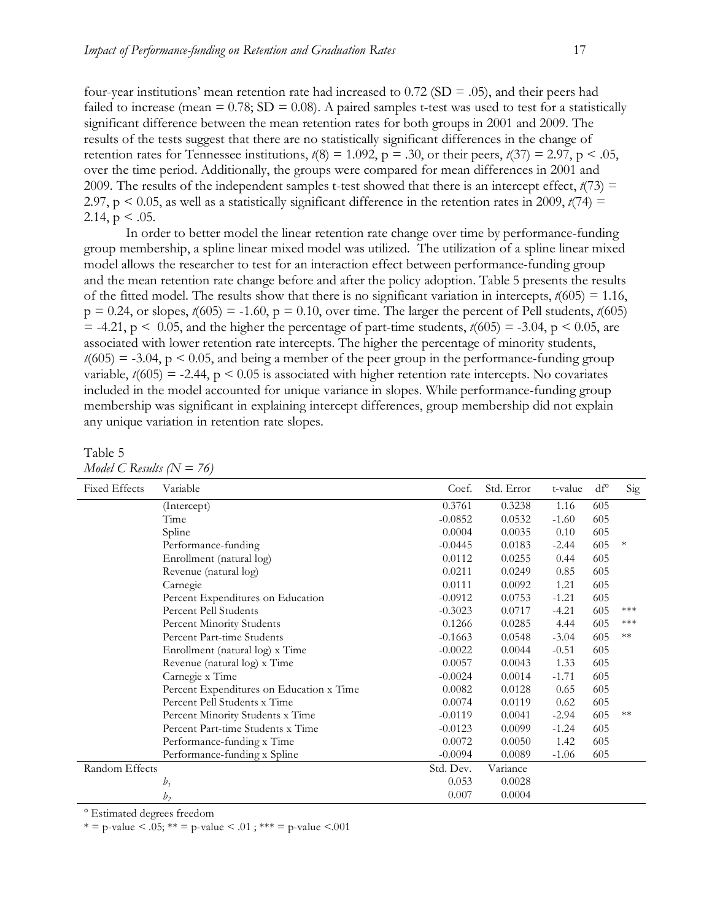four-year institutions' mean retention rate had increased to 0.72 (SD = .05), and their peers had failed to increase (mean = 0.78; SD = 0.08). A paired samples t-test was used to test for a statistically significant difference between the mean retention rates for both groups in 2001 and 2009. The results of the tests suggest that there are no statistically significant differences in the change of retention rates for Tennessee institutions, $t(8) = 1.092$, $p = .30$, or their peers, $t(37) = 2.97$, $p < .05$, over the time period. Additionally, the groups were compared for mean differences in 2001 and 2009. The results of the independent samples t-test showed that there is an intercept effect, $t(73) = 2.97$, $p < 0.05$, as well as a statistically significant difference in the retention rates in 2009, $t(74) = 2.14$, $p < .05$.

In order to better model the linear retention rate change over time by performance-funding group membership, a spline linear mixed model was utilized. The utilization of a spline linear mixed model allows the researcher to test for an interaction effect between performance-funding group and the mean retention rate change before and after the policy adoption. Table 5 presents the results of the fitted model. The results show that there is no significant variation in intercepts, $t(605) = 1.16$, $p = 0.24$, or slopes, $t(605) = -1.60$, $p = 0.10$, over time. The larger the percent of Pell students, $t(605) = -4.21$, $p < 0.05$, and the higher the percentage of part-time students, $t(605) = -3.04$, $p < 0.05$, are associated with lower retention rate intercepts. The higher the percentage of minority students, $t(605) = -3.04$, $p < 0.05$, and being a member of the peer group in the performance-funding group variable, $t(605) = -2.44$, $p < 0.05$ is associated with higher retention rate intercepts. No covariates included in the model accounted for unique variance in slopes. While performance-funding group membership was significant in explaining intercept differences, group membership did not explain any unique variation in retention rate slopes.

Table 5
*Model C Results (N = 76)*

| Fixed Effects | Variable | Coef. | Std. Error | t-value | df° | Sig |
|---|---|---|---|---|---|---|
| | (Intercept) | 0.3761 | 0.3238 | 1.16 | 605 | |
| | Time | -0.0852 | 0.0532 | -1.60 | 605 | |
| | Spline | 0.0004 | 0.0035 | 0.10 | 605 | |
| | Performance-funding | -0.0445 | 0.0183 | -2.44 | 605 | * |
| | Enrollment (natural log) | 0.0112 | 0.0255 | 0.44 | 605 | |
| | Revenue (natural log) | 0.0211 | 0.0249 | 0.85 | 605 | |
| | Carnegie | 0.0111 | 0.0092 | 1.21 | 605 | |
| | Percent Expenditures on Education | -0.0912 | 0.0753 | -1.21 | 605 | |
| | Percent Pell Students | -0.3023 | 0.0717 | -4.21 | 605 | *** |
| | Percent Minority Students | 0.1266 | 0.0285 | 4.44 | 605 | *** |
| | Percent Part-time Students | -0.1663 | 0.0548 | -3.04 | 605 | ** |
| | Enrollment (natural log) x Time | -0.0022 | 0.0044 | -0.51 | 605 | |
| | Revenue (natural log) x Time | 0.0057 | 0.0043 | 1.33 | 605 | |
| | Carnegie x Time | -0.0024 | 0.0014 | -1.71 | 605 | |
| | Percent Expenditures on Education x Time | 0.0082 | 0.0128 | 0.65 | 605 | |
| | Percent Pell Students x Time | 0.0074 | 0.0119 | 0.62 | 605 | |
| | Percent Minority Students x Time | -0.0119 | 0.0041 | -2.94 | 605 | ** |
| | Percent Part-time Students x Time | -0.0123 | 0.0099 | -1.24 | 605 | |
| | Performance-funding x Time | 0.0072 | 0.0050 | 1.42 | 605 | |
| | Performance-funding x Spline | -0.0094 | 0.0089 | -1.06 | 605 | |
| Random Effects | | Std. Dev. | Variance | | | |
| | $b_1$ | 0.053 | 0.0028 | | | |
| | $b_2$ | 0.007 | 0.0004 | | | |

° Estimated degrees freedom

* = p-value < .05; ** = p-value < .01 ; *** = p-value <.001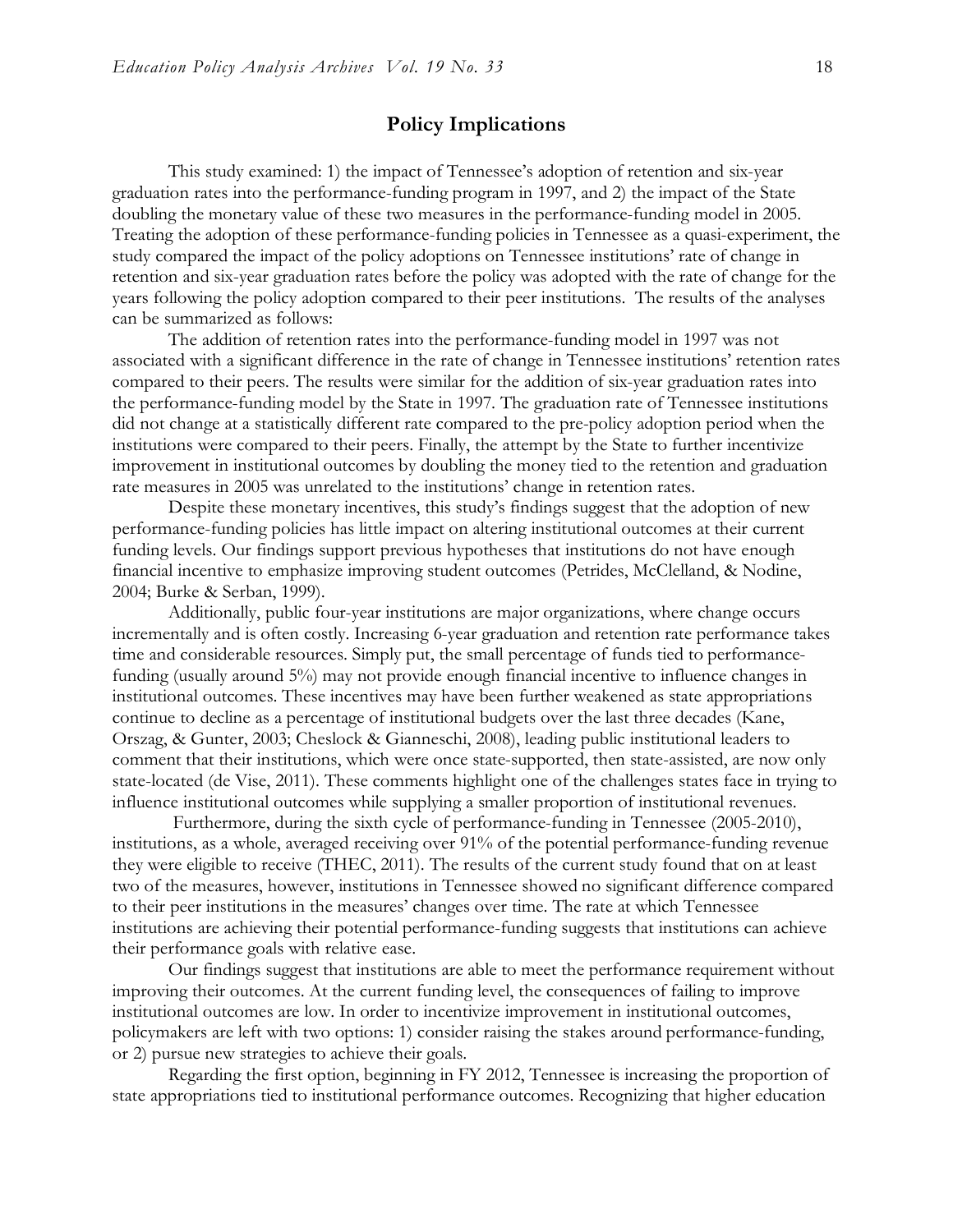## Policy Implications

This study examined: 1) the impact of Tennessee's adoption of retention and six-year graduation rates into the performance-funding program in 1997, and 2) the impact of the State doubling the monetary value of these two measures in the performance-funding model in 2005. Treating the adoption of these performance-funding policies in Tennessee as a quasi-experiment, the study compared the impact of the policy adoptions on Tennessee institutions' rate of change in retention and six-year graduation rates before the policy was adopted with the rate of change for the years following the policy adoption compared to their peer institutions. The results of the analyses can be summarized as follows:

The addition of retention rates into the performance-funding model in 1997 was not associated with a significant difference in the rate of change in Tennessee institutions' retention rates compared to their peers. The results were similar for the addition of six-year graduation rates into the performance-funding model by the State in 1997. The graduation rate of Tennessee institutions did not change at a statistically different rate compared to the pre-policy adoption period when the institutions were compared to their peers. Finally, the attempt by the State to further incentivize improvement in institutional outcomes by doubling the money tied to the retention and graduation rate measures in 2005 was unrelated to the institutions' change in retention rates.

Despite these monetary incentives, this study's findings suggest that the adoption of new performance-funding policies has little impact on altering institutional outcomes at their current funding levels. Our findings support previous hypotheses that institutions do not have enough financial incentive to emphasize improving student outcomes (Petrides, McClelland, & Nodine, 2004; Burke & Serban, 1999).

Additionally, public four-year institutions are major organizations, where change occurs incrementally and is often costly. Increasing 6-year graduation and retention rate performance takes time and considerable resources. Simply put, the small percentage of funds tied to performance-funding (usually around 5%) may not provide enough financial incentive to influence changes in institutional outcomes. These incentives may have been further weakened as state appropriations continue to decline as a percentage of institutional budgets over the last three decades (Kane, Orszag, & Gunter, 2003; Cheslock & Gianneschi, 2008), leading public institutional leaders to comment that their institutions, which were once state-supported, then state-assisted, are now only state-located (de Vise, 2011). These comments highlight one of the challenges states face in trying to influence institutional outcomes while supplying a smaller proportion of institutional revenues.

Furthermore, during the sixth cycle of performance-funding in Tennessee (2005-2010), institutions, as a whole, averaged receiving over 91% of the potential performance-funding revenue they were eligible to receive (THEC, 2011). The results of the current study found that on at least two of the measures, however, institutions in Tennessee showed no significant difference compared to their peer institutions in the measures' changes over time. The rate at which Tennessee institutions are achieving their potential performance-funding suggests that institutions can achieve their performance goals with relative ease.

Our findings suggest that institutions are able to meet the performance requirement without improving their outcomes. At the current funding level, the consequences of failing to improve institutional outcomes are low. In order to incentivize improvement in institutional outcomes, policymakers are left with two options: 1) consider raising the stakes around performance-funding, or 2) pursue new strategies to achieve their goals.

Regarding the first option, beginning in FY 2012, Tennessee is increasing the proportion of state appropriations tied to institutional performance outcomes. Recognizing that higher education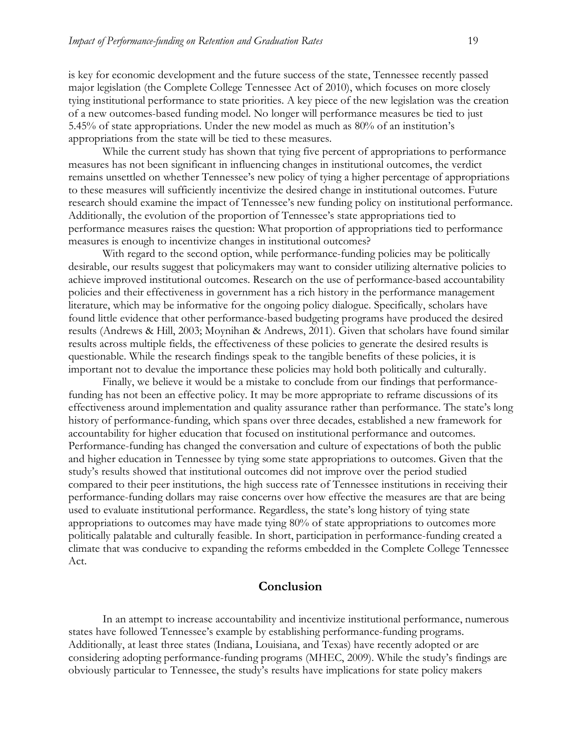is key for economic development and the future success of the state, Tennessee recently passed major legislation (the Complete College Tennessee Act of 2010), which focuses on more closely tying institutional performance to state priorities. A key piece of the new legislation was the creation of a new outcomes-based funding model. No longer will performance measures be tied to just 5.45% of state appropriations. Under the new model as much as 80% of an institution's appropriations from the state will be tied to these measures.

While the current study has shown that tying five percent of appropriations to performance measures has not been significant in influencing changes in institutional outcomes, the verdict remains unsettled on whether Tennessee's new policy of tying a higher percentage of appropriations to these measures will sufficiently incentivize the desired change in institutional outcomes. Future research should examine the impact of Tennessee's new funding policy on institutional performance. Additionally, the evolution of the proportion of Tennessee's state appropriations tied to performance measures raises the question: What proportion of appropriations tied to performance measures is enough to incentivize changes in institutional outcomes?

With regard to the second option, while performance-funding policies may be politically desirable, our results suggest that policymakers may want to consider utilizing alternative policies to achieve improved institutional outcomes. Research on the use of performance-based accountability policies and their effectiveness in government has a rich history in the performance management literature, which may be informative for the ongoing policy dialogue. Specifically, scholars have found little evidence that other performance-based budgeting programs have produced the desired results (Andrews & Hill, 2003; Moynihan & Andrews, 2011). Given that scholars have found similar results across multiple fields, the effectiveness of these policies to generate the desired results is questionable. While the research findings speak to the tangible benefits of these policies, it is important not to devalue the importance these policies may hold both politically and culturally.

Finally, we believe it would be a mistake to conclude from our findings that performance-funding has not been an effective policy. It may be more appropriate to reframe discussions of its effectiveness around implementation and quality assurance rather than performance. The state's long history of performance-funding, which spans over three decades, established a new framework for accountability for higher education that focused on institutional performance and outcomes. Performance-funding has changed the conversation and culture of expectations of both the public and higher education in Tennessee by tying some state appropriations to outcomes. Given that the study's results showed that institutional outcomes did not improve over the period studied compared to their peer institutions, the high success rate of Tennessee institutions in receiving their performance-funding dollars may raise concerns over how effective the measures are that are being used to evaluate institutional performance. Regardless, the state's long history of tying state appropriations to outcomes may have made tying 80% of state appropriations to outcomes more politically palatable and culturally feasible. In short, participation in performance-funding created a climate that was conducive to expanding the reforms embedded in the Complete College Tennessee Act.

## Conclusion

In an attempt to increase accountability and incentivize institutional performance, numerous states have followed Tennessee's example by establishing performance-funding programs. Additionally, at least three states (Indiana, Louisiana, and Texas) have recently adopted or are considering adopting performance-funding programs (MHEC, 2009). While the study's findings are obviously particular to Tennessee, the study's results have implications for state policy makers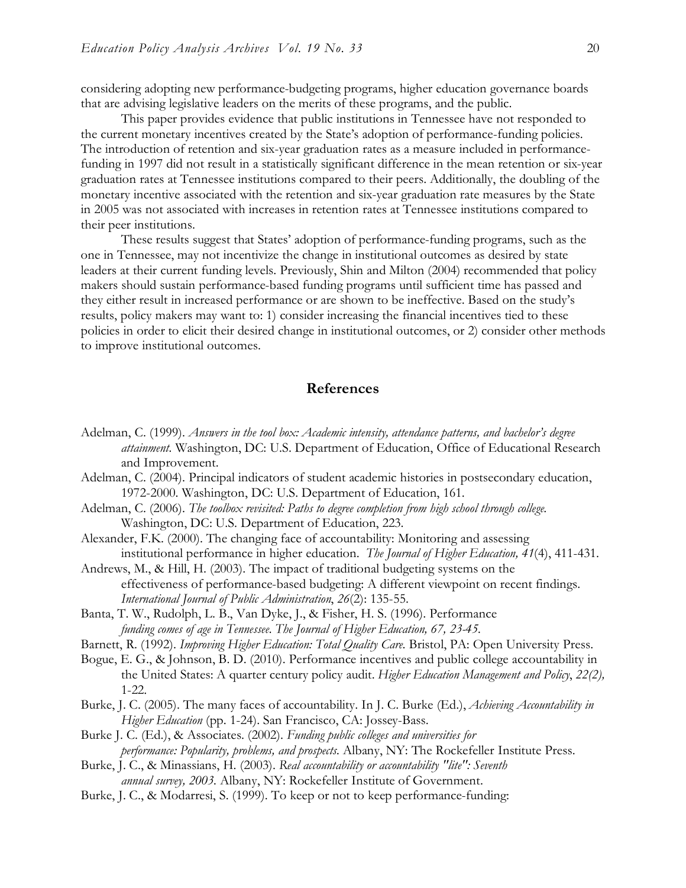considering adopting new performance-budgeting programs, higher education governance boards that are advising legislative leaders on the merits of these programs, and the public.

This paper provides evidence that public institutions in Tennessee have not responded to the current monetary incentives created by the State's adoption of performance-funding policies. The introduction of retention and six-year graduation rates as a measure included in performance-funding in 1997 did not result in a statistically significant difference in the mean retention or six-year graduation rates at Tennessee institutions compared to their peers. Additionally, the doubling of the monetary incentive associated with the retention and six-year graduation rate measures by the State in 2005 was not associated with increases in retention rates at Tennessee institutions compared to their peer institutions.

These results suggest that States' adoption of performance-funding programs, such as the one in Tennessee, may not incentivize the change in institutional outcomes as desired by state leaders at their current funding levels. Previously, Shin and Milton (2004) recommended that policy makers should sustain performance-based funding programs until sufficient time has passed and they either result in increased performance or are shown to be ineffective. Based on the study's results, policy makers may want to: 1) consider increasing the financial incentives tied to these policies in order to elicit their desired change in institutional outcomes, or 2) consider other methods to improve institutional outcomes.

## References

Adelman, C. (1999). *Answers in the tool box: Academic intensity, attendance patterns, and bachelor's degree attainment*. Washington, DC: U.S. Department of Education, Office of Educational Research and Improvement.

Adelman, C. (2004). Principal indicators of student academic histories in postsecondary education, 1972-2000. Washington, DC: U.S. Department of Education, 161.

Adelman, C. (2006). *The toolbox revisited: Paths to degree completion from high school through college.* Washington, DC: U.S. Department of Education, 223.

Alexander, F.K. (2000). The changing face of accountability: Monitoring and assessing institutional performance in higher education. *The Journal of Higher Education, 41*(4), 411-431.

Andrews, M., & Hill, H. (2003). The impact of traditional budgeting systems on the effectiveness of performance-based budgeting: A different viewpoint on recent findings. *International Journal of Public Administration*, *26*(2): 135-55.

Banta, T. W., Rudolph, L. B., Van Dyke, J., & Fisher, H. S. (1996). Performance *funding comes of age in Tennessee*. *The Journal of Higher Education, 67, 23-45.*

Barnett, R. (1992). *Improving Higher Education: Total Quality Care*. Bristol, PA: Open University Press.

Bogue, E. G., & Johnson, B. D. (2010). Performance incentives and public college accountability in the United States: A quarter century policy audit. *Higher Education Management and Policy*, *22(2),* 1-22.

Burke, J. C. (2005). The many faces of accountability. In J. C. Burke (Ed.), *Achieving Accountability in Higher Education* (pp. 1-24). San Francisco, CA: Jossey-Bass.

Burke J. C. (Ed.), & Associates. (2002). *Funding public colleges and universities for performance: Popularity, problems, and prospects*. Albany, NY: The Rockefeller Institute Press.

Burke, J. C., & Minassians, H. (2003). *Real accountability or accountability "lite": Seventh annual survey, 2003*. Albany, NY: Rockefeller Institute of Government.

Burke, J. C., & Modarresi, S. (1999). To keep or not to keep performance-funding: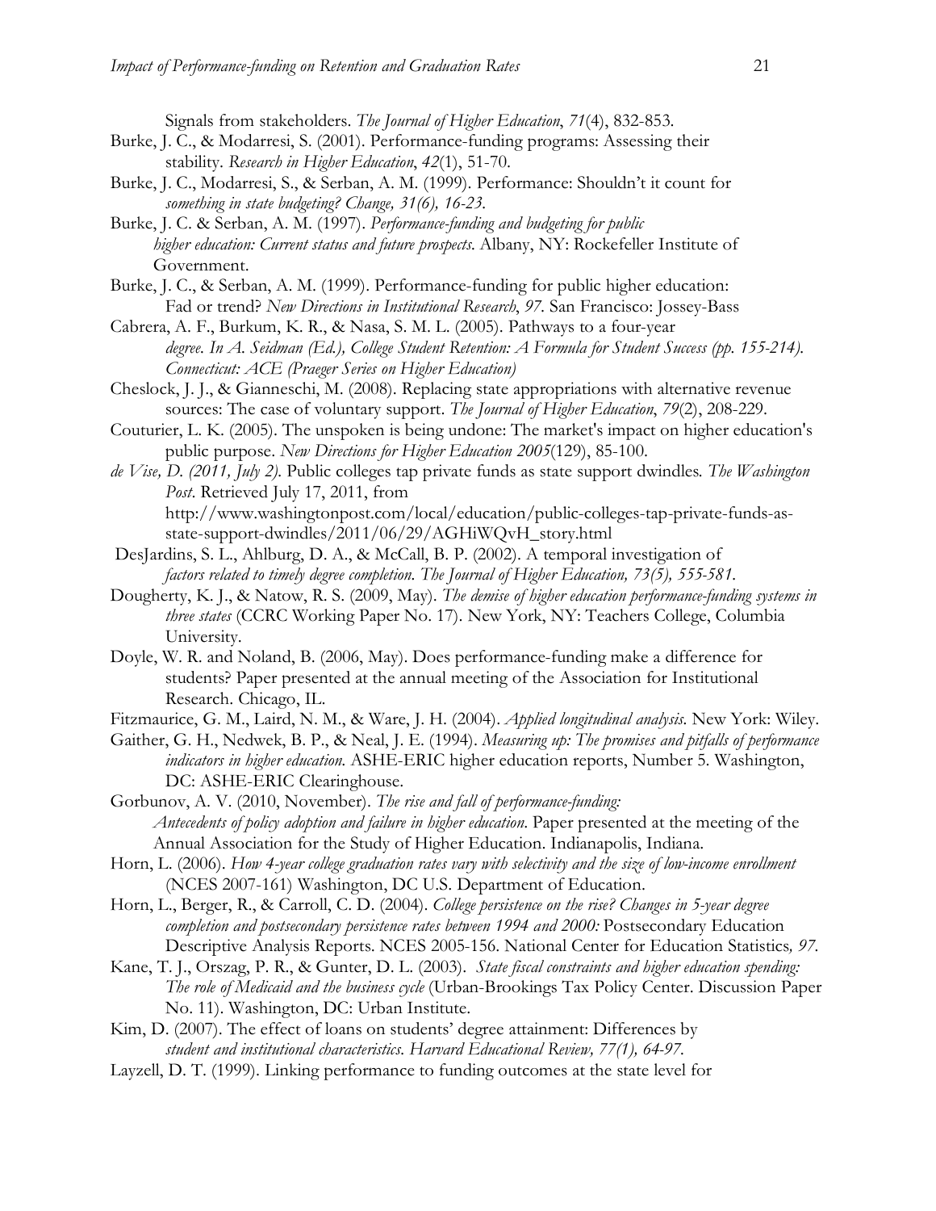Signals from stakeholders. *The Journal of Higher Education*, *71*(4), 832-853.

Burke, J. C., & Modarresi, S. (2001). Performance-funding programs: Assessing their stability. *Research in Higher Education*, *42*(1), 51-70.

Burke, J. C., Modarresi, S., & Serban, A. M. (1999). Performance: Shouldn't it count for *something in state budgeting? Change, 31(6), 16-23.*

Burke, J. C. & Serban, A. M. (1997). *Performance-funding and budgeting for public higher education: Current status and future prospects*. Albany, NY: Rockefeller Institute of Government.

Burke, J. C., & Serban, A. M. (1999). Performance-funding for public higher education: Fad or trend? *New Directions in Institutional Research*, *97*. San Francisco: Jossey-Bass

Cabrera, A. F., Burkum, K. R., & Nasa, S. M. L. (2005). Pathways to a four-year *degree. In A. Seidman (Ed.), College Student Retention: A Formula for Student Success (pp. 155-214). Connecticut: ACE (Praeger Series on Higher Education)*

Cheslock, J. J., & Gianneschi, M. (2008). Replacing state appropriations with alternative revenue sources: The case of voluntary support. *The Journal of Higher Education*, *79*(2), 208-229.

Couturier, L. K. (2005). The unspoken is being undone: The market's impact on higher education's public purpose. *New Directions for Higher Education 2005*(129), 85-100.

*de Vise, D. (2011, July 2).* Public colleges tap private funds as state support dwindles*. The Washington Post*. Retrieved July 17, 2011, from http://www.washingtonpost.com/local/education/public-colleges-tap-private-funds-as-state-support-dwindles/2011/06/29/AGHiWQvH_story.html

DesJardins, S. L., Ahlburg, D. A., & McCall, B. P. (2002). A temporal investigation of *factors related to timely degree completion. The Journal of Higher Education, 73(5), 555-581.*

Dougherty, K. J., & Natow, R. S. (2009, May). *The demise of higher education performance-funding systems in three states* (CCRC Working Paper No. 17). New York, NY: Teachers College, Columbia University.

Doyle, W. R. and Noland, B. (2006, May). Does performance-funding make a difference for students? Paper presented at the annual meeting of the Association for Institutional Research. Chicago, IL.

Fitzmaurice, G. M., Laird, N. M., & Ware, J. H. (2004). *Applied longitudinal analysis*. New York: Wiley.

Gaither, G. H., Nedwek, B. P., & Neal, J. E. (1994). *Measuring up: The promises and pitfalls of performance indicators in higher education.* ASHE-ERIC higher education reports, Number 5. Washington, DC: ASHE-ERIC Clearinghouse.

Gorbunov, A. V. (2010, November). *The rise and fall of performance-funding: Antecedents of policy adoption and failure in higher education*. Paper presented at the meeting of the Annual Association for the Study of Higher Education. Indianapolis, Indiana.

Horn, L. (2006). *How 4-year college graduation rates vary with selectivity and the size of low-income enrollment* (NCES 2007-161) Washington, DC U.S. Department of Education.

Horn, L., Berger, R., & Carroll, C. D. (2004). *College persistence on the rise? Changes in 5-year degree completion and postsecondary persistence rates between 1994 and 2000:* Postsecondary Education Descriptive Analysis Reports. NCES 2005-156. National Center for Education Statistics*, 97*.

Kane, T. J., Orszag, P. R., & Gunter, D. L. (2003). *State fiscal constraints and higher education spending: The role of Medicaid and the business cycle* (Urban-Brookings Tax Policy Center. Discussion Paper No. 11). Washington, DC: Urban Institute.

Kim, D. (2007). The effect of loans on students' degree attainment: Differences by *student and institutional characteristics. Harvard Educational Review, 77(1), 64-97.*

Layzell, D. T. (1999). Linking performance to funding outcomes at the state level for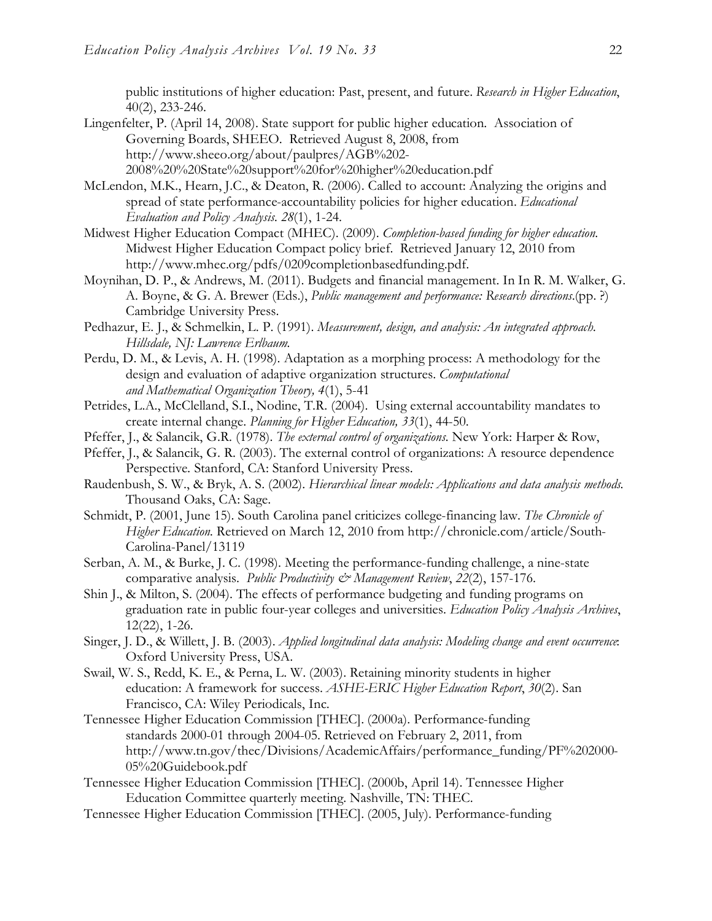public institutions of higher education: Past, present, and future. *Research in Higher Education*, 40(2), 233-246.

Lingenfelter, P. (April 14, 2008). State support for public higher education. Association of Governing Boards, SHEEO. Retrieved August 8, 2008, from http://www.sheeo.org/about/paulpres/AGB%202-2008%20%20State%20support%20for%20higher%20education.pdf

McLendon, M.K., Hearn, J.C., & Deaton, R. (2006). Called to account: Analyzing the origins and spread of state performance-accountability policies for higher education. *Educational Evaluation and Policy Analysis*. *28*(1), 1-24.

Midwest Higher Education Compact (MHEC). (2009). *Completion-based funding for higher education.* Midwest Higher Education Compact policy brief. Retrieved January 12, 2010 from http://www.mhec.org/pdfs/0209completionbasedfunding.pdf.

Moynihan, D. P., & Andrews, M. (2011). Budgets and financial management. In In R. M. Walker, G. A. Boyne, & G. A. Brewer (Eds.), *Public management and performance: Research directions*.(pp. ?) Cambridge University Press.

Pedhazur, E. J., & Schmelkin, L. P. (1991). *Measurement, design, and analysis: An integrated approach. Hillsdale, NJ: Lawrence Erlbaum.*

Perdu, D. M., & Levis, A. H. (1998). Adaptation as a morphing process: A methodology for the design and evaluation of adaptive organization structures. *Computational and Mathematical Organization Theory, 4*(1), 5-41

Petrides, L.A., McClelland, S.I., Nodine, T.R. (2004). Using external accountability mandates to create internal change. *Planning for Higher Education, 33*(1), 44-50.

Pfeffer, J., & Salancik, G.R. (1978). *The external control of organizations.* New York: Harper & Row,

Pfeffer, J., & Salancik, G. R. (2003). The external control of organizations: A resource dependence Perspective. Stanford, CA: Stanford University Press.

Raudenbush, S. W., & Bryk, A. S. (2002). *Hierarchical linear models: Applications and data analysis methods.* Thousand Oaks, CA: Sage.

Schmidt, P. (2001, June 15). South Carolina panel criticizes college-financing law. *The Chronicle of Higher Education.* Retrieved on March 12, 2010 from http://chronicle.com/article/South-Carolina-Panel/13119

Serban, A. M., & Burke, J. C. (1998). Meeting the performance-funding challenge, a nine-state comparative analysis. *Public Productivity & Management Review*, *22*(2), 157-176.

Shin J., & Milton, S. (2004). The effects of performance budgeting and funding programs on graduation rate in public four-year colleges and universities. *Education Policy Analysis Archives*, 12(22), 1-26.

Singer, J. D., & Willett, J. B. (2003). *Applied longitudinal data analysis: Modeling change and event occurrence*: Oxford University Press, USA.

Swail, W. S., Redd, K. E., & Perna, L. W. (2003). Retaining minority students in higher education: A framework for success. *ASHE-ERIC Higher Education Report*, *30*(2). San Francisco, CA: Wiley Periodicals, Inc.

Tennessee Higher Education Commission [THEC]. (2000a). Performance-funding standards 2000-01 through 2004-05. Retrieved on February 2, 2011, from http://www.tn.gov/thec/Divisions/AcademicAffairs/performance_funding/PF%202000-05%20Guidebook.pdf

Tennessee Higher Education Commission [THEC]. (2000b, April 14). Tennessee Higher Education Committee quarterly meeting. Nashville, TN: THEC.

Tennessee Higher Education Commission [THEC]. (2005, July). Performance-funding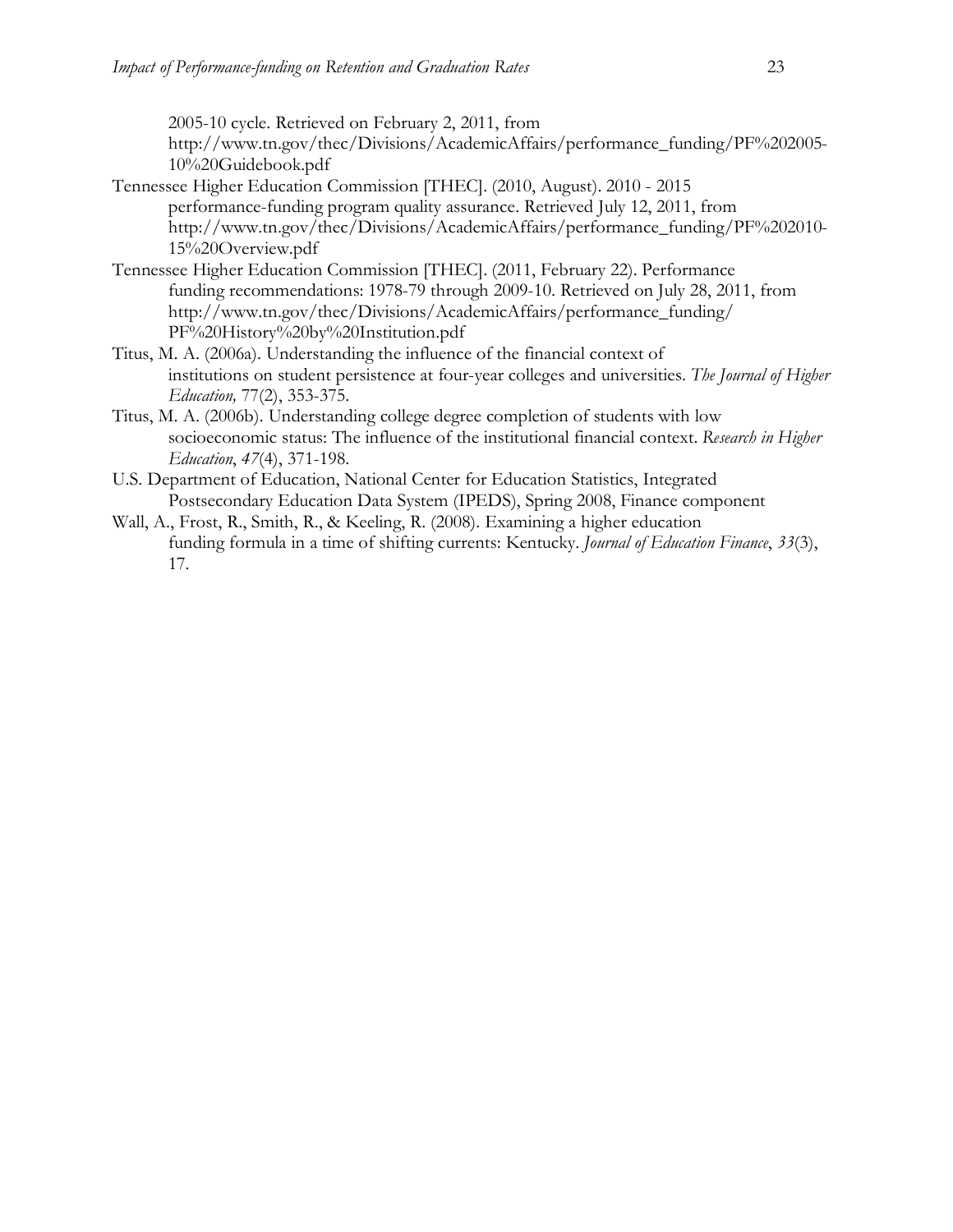2005-10 cycle. Retrieved on February 2, 2011, from http://www.tn.gov/thec/Divisions/AcademicAffairs/performance_funding/PF%202005-10%20Guidebook.pdf

Tennessee Higher Education Commission [THEC]. (2010, August). 2010 - 2015 performance-funding program quality assurance. Retrieved July 12, 2011, from http://www.tn.gov/thec/Divisions/AcademicAffairs/performance_funding/PF%202010-15%20Overview.pdf

Tennessee Higher Education Commission [THEC]. (2011, February 22). Performance funding recommendations: 1978-79 through 2009-10. Retrieved on July 28, 2011, from http://www.tn.gov/thec/Divisions/AcademicAffairs/performance_funding/PF%20History%20by%20Institution.pdf

Titus, M. A. (2006a). Understanding the influence of the financial context of institutions on student persistence at four-year colleges and universities. *The Journal of Higher Education,* 77(2), 353-375.

Titus, M. A. (2006b). Understanding college degree completion of students with low socioeconomic status: The influence of the institutional financial context. *Research in Higher Education*, *47*(4), 371-198.

U.S. Department of Education, National Center for Education Statistics, Integrated Postsecondary Education Data System (IPEDS), Spring 2008, Finance component

Wall, A., Frost, R., Smith, R., & Keeling, R. (2008). Examining a higher education funding formula in a time of shifting currents: Kentucky. *Journal of Education Finance*, *33*(3), 17.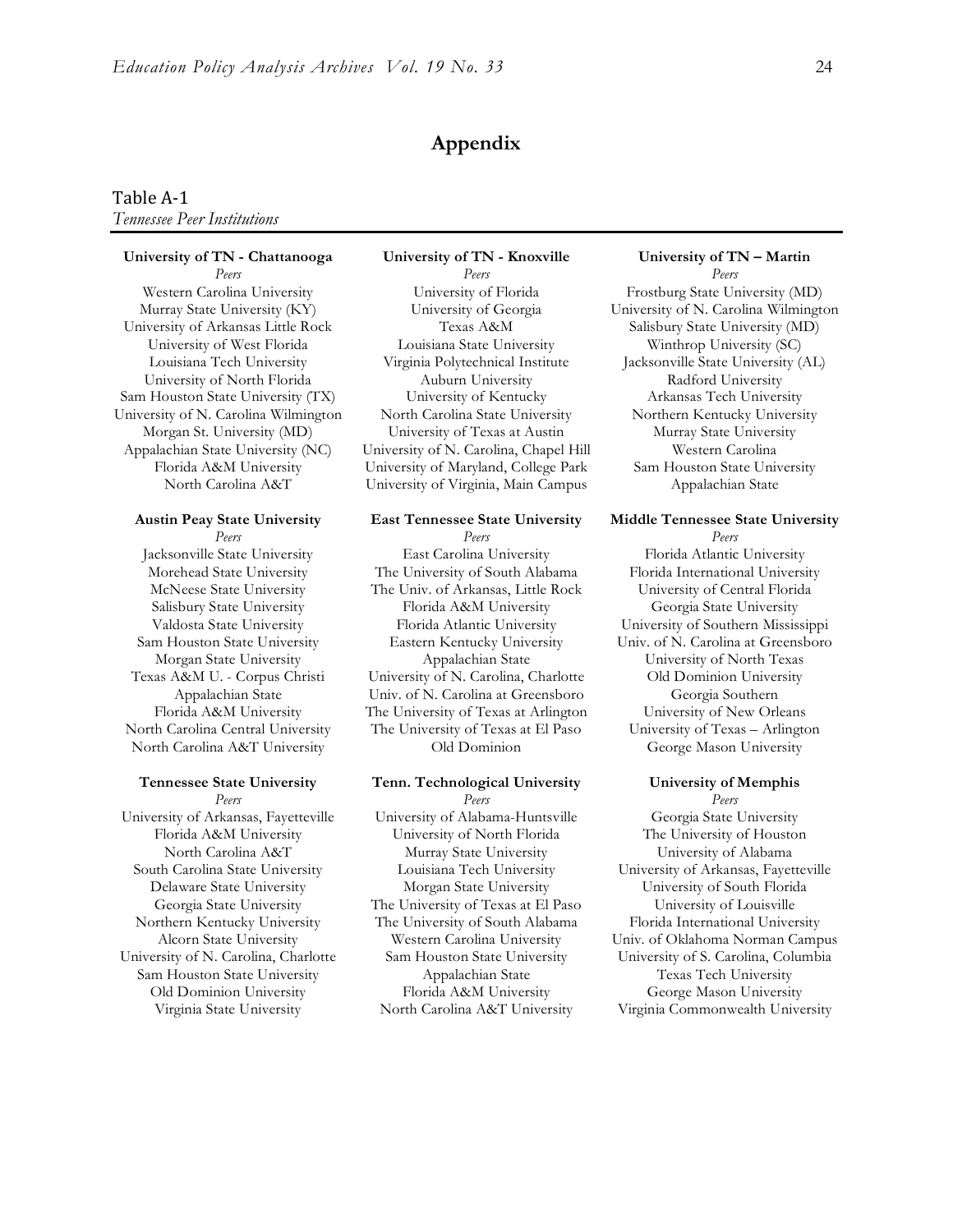# Appendix

Table A-1
*Tennessee Peer Institutions*

**University of TN - Chattanooga**
*Peers*
Western Carolina University
Murray State University (KY)
University of Arkansas Little Rock
University of West Florida
Louisiana Tech University
University of North Florida
Sam Houston State University (TX)
University of N. Carolina Wilmington
Morgan St. University (MD)
Appalachian State University (NC)
Florida A&M University
North Carolina A&T

**University of TN - Knoxville**
*Peers*
University of Florida
University of Georgia
Texas A&M
Louisiana State University
Virginia Polytechnical Institute
Auburn University
University of Kentucky
North Carolina State University
University of Texas at Austin
University of N. Carolina, Chapel Hill
University of Maryland, College Park
University of Virginia, Main Campus

**University of TN – Martin**
*Peers*
Frostburg State University (MD)
University of N. Carolina Wilmington
Salisbury State University (MD)
Winthrop University (SC)
Jacksonville State University (AL)
Radford University
Arkansas Tech University
Northern Kentucky University
Murray State University
Western Carolina
Sam Houston State University
Appalachian State

**Austin Peay State University**
*Peers*
Jacksonville State University
Morehead State University
McNeese State University
Salisbury State University
Valdosta State University
Sam Houston State University
Morgan State University
Texas A&M U. - Corpus Christi
Appalachian State
Florida A&M University
North Carolina Central University
North Carolina A&T University

**East Tennessee State University**
*Peers*
East Carolina University
The University of South Alabama
The Univ. of Arkansas, Little Rock
Florida A&M University
Florida Atlantic University
Eastern Kentucky University
Appalachian State
University of N. Carolina, Charlotte
Univ. of N. Carolina at Greensboro
The University of Texas at Arlington
The University of Texas at El Paso
Old Dominion

**Middle Tennessee State University**
*Peers*
Florida Atlantic University
Florida International University
University of Central Florida
Georgia State University
University of Southern Mississippi
Univ. of N. Carolina at Greensboro
University of North Texas
Old Dominion University
Georgia Southern
University of New Orleans
University of Texas – Arlington
George Mason University

**Tennessee State University**
*Peers*
University of Arkansas, Fayetteville
Florida A&M University
North Carolina A&T
South Carolina State University
Delaware State University
Georgia State University
Northern Kentucky University
Alcorn State University
University of N. Carolina, Charlotte
Sam Houston State University
Old Dominion University
Virginia State University

**Tenn. Technological University**
*Peers*
University of Alabama-Huntsville
University of North Florida
Murray State University
Louisiana Tech University
Morgan State University
The University of Texas at El Paso
The University of South Alabama
Western Carolina University
Sam Houston State University
Appalachian State
Florida A&M University
North Carolina A&T University

**University of Memphis**
*Peers*
Georgia State University
The University of Houston
University of Alabama
University of Arkansas, Fayetteville
University of South Florida
University of Louisville
Florida International University
Univ. of Oklahoma Norman Campus
University of S. Carolina, Columbia
Texas Tech University
George Mason University
Virginia Commonwealth University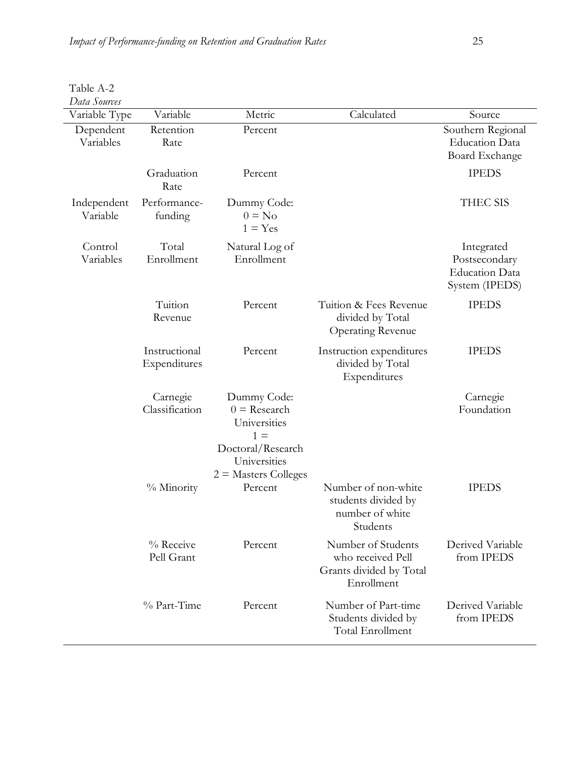Table A-2

*Data Sources*

| Variable Type | Variable | Metric | Calculated | Source |
|---|---|---|---|---|
| Dependent Variables | Retention Rate | Percent | | Southern Regional Education Data Board Exchange |
| | Graduation Rate | Percent | | IPEDS |
| Independent Variable | Performance-funding | Dummy Code: 0 = No 1 = Yes | | THEC SIS |
| Control Variables | Total Enrollment | Natural Log of Enrollment | | Integrated Postsecondary Education Data System (IPEDS) |
| | Tuition Revenue | Percent | Tuition & Fees Revenue divided by Total Operating Revenue | IPEDS |
| | Instructional Expenditures | Percent | Instruction expenditures divided by Total Expenditures | IPEDS |
| | Carnegie Classification | Dummy Code: 0 = Research Universities 1 = Doctoral/Research Universities 2 = Masters Colleges | | Carnegie Foundation |
| | % Minority | Percent | Number of non-white students divided by number of white Students | IPEDS |
| | % Receive Pell Grant | Percent | Number of Students who received Pell Grants divided by Total Enrollment | Derived Variable from IPEDS |
| | % Part-Time | Percent | Number of Part-time Students divided by Total Enrollment | Derived Variable from IPEDS |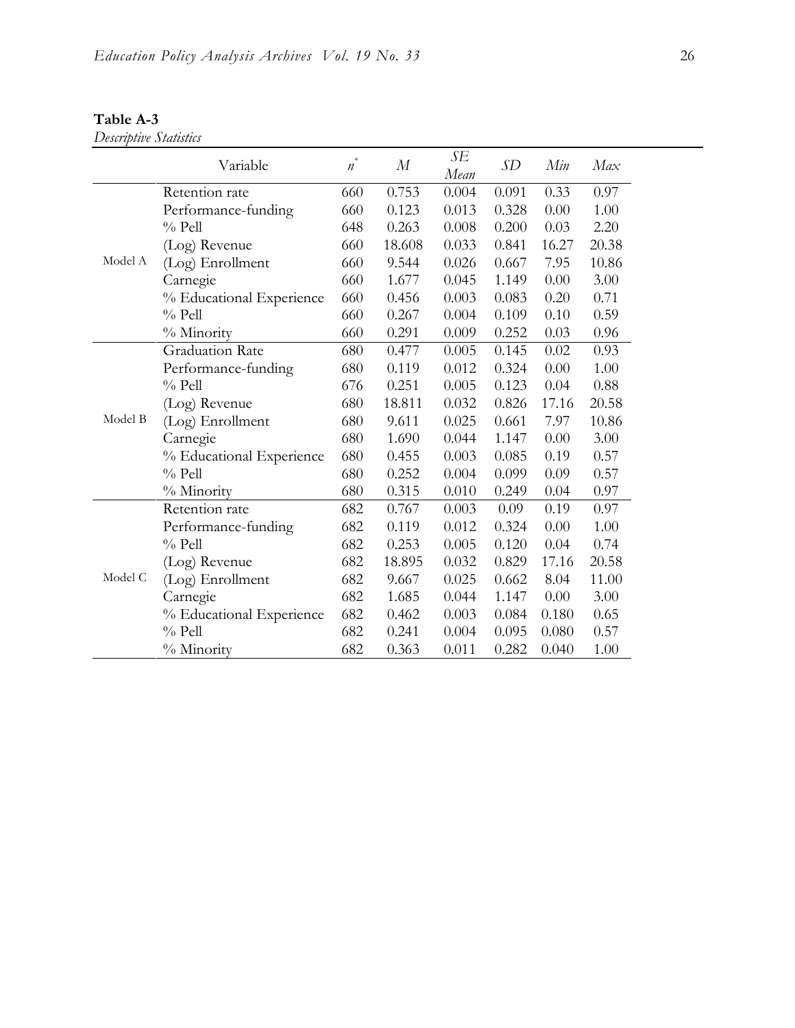**Table A-3**
*Descriptive Statistics*

| | Variable | $n^*$ | *M* | *SE Mean* | *SD* | *Min* | *Max* |
|---|---|---|---|---|---|---|---|
| Model A | Retention rate | 660 | 0.753 | 0.004 | 0.091 | 0.33 | 0.97 |
| | Performance-funding | 660 | 0.123 | 0.013 | 0.328 | 0.00 | 1.00 |
| | % Pell | 648 | 0.263 | 0.008 | 0.200 | 0.03 | 2.20 |
| | (Log) Revenue | 660 | 18.608 | 0.033 | 0.841 | 16.27 | 20.38 |
| | (Log) Enrollment | 660 | 9.544 | 0.026 | 0.667 | 7.95 | 10.86 |
| | Carnegie | 660 | 1.677 | 0.045 | 1.149 | 0.00 | 3.00 |
| | % Educational Experience | 660 | 0.456 | 0.003 | 0.083 | 0.20 | 0.71 |
| | % Pell | 660 | 0.267 | 0.004 | 0.109 | 0.10 | 0.59 |
| | % Minority | 660 | 0.291 | 0.009 | 0.252 | 0.03 | 0.96 |
| Model B | Graduation Rate | 680 | 0.477 | 0.005 | 0.145 | 0.02 | 0.93 |
| | Performance-funding | 680 | 0.119 | 0.012 | 0.324 | 0.00 | 1.00 |
| | % Pell | 676 | 0.251 | 0.005 | 0.123 | 0.04 | 0.88 |
| | (Log) Revenue | 680 | 18.811 | 0.032 | 0.826 | 17.16 | 20.58 |
| | (Log) Enrollment | 680 | 9.611 | 0.025 | 0.661 | 7.97 | 10.86 |
| | Carnegie | 680 | 1.690 | 0.044 | 1.147 | 0.00 | 3.00 |
| | % Educational Experience | 680 | 0.455 | 0.003 | 0.085 | 0.19 | 0.57 |
| | % Pell | 680 | 0.252 | 0.004 | 0.099 | 0.09 | 0.57 |
| | % Minority | 680 | 0.315 | 0.010 | 0.249 | 0.04 | 0.97 |
| Model C | Retention rate | 682 | 0.767 | 0.003 | 0.09 | 0.19 | 0.97 |
| | Performance-funding | 682 | 0.119 | 0.012 | 0.324 | 0.00 | 1.00 |
| | % Pell | 682 | 0.253 | 0.005 | 0.120 | 0.04 | 0.74 |
| | (Log) Revenue | 682 | 18.895 | 0.032 | 0.829 | 17.16 | 20.58 |
| | (Log) Enrollment | 682 | 9.667 | 0.025 | 0.662 | 8.04 | 11.00 |
| | Carnegie | 682 | 1.685 | 0.044 | 1.147 | 0.00 | 3.00 |
| | % Educational Experience | 682 | 0.462 | 0.003 | 0.084 | 0.180 | 0.65 |
| | % Pell | 682 | 0.241 | 0.004 | 0.095 | 0.080 | 0.57 |
| | % Minority | 682 | 0.363 | 0.011 | 0.282 | 0.040 | 1.00 |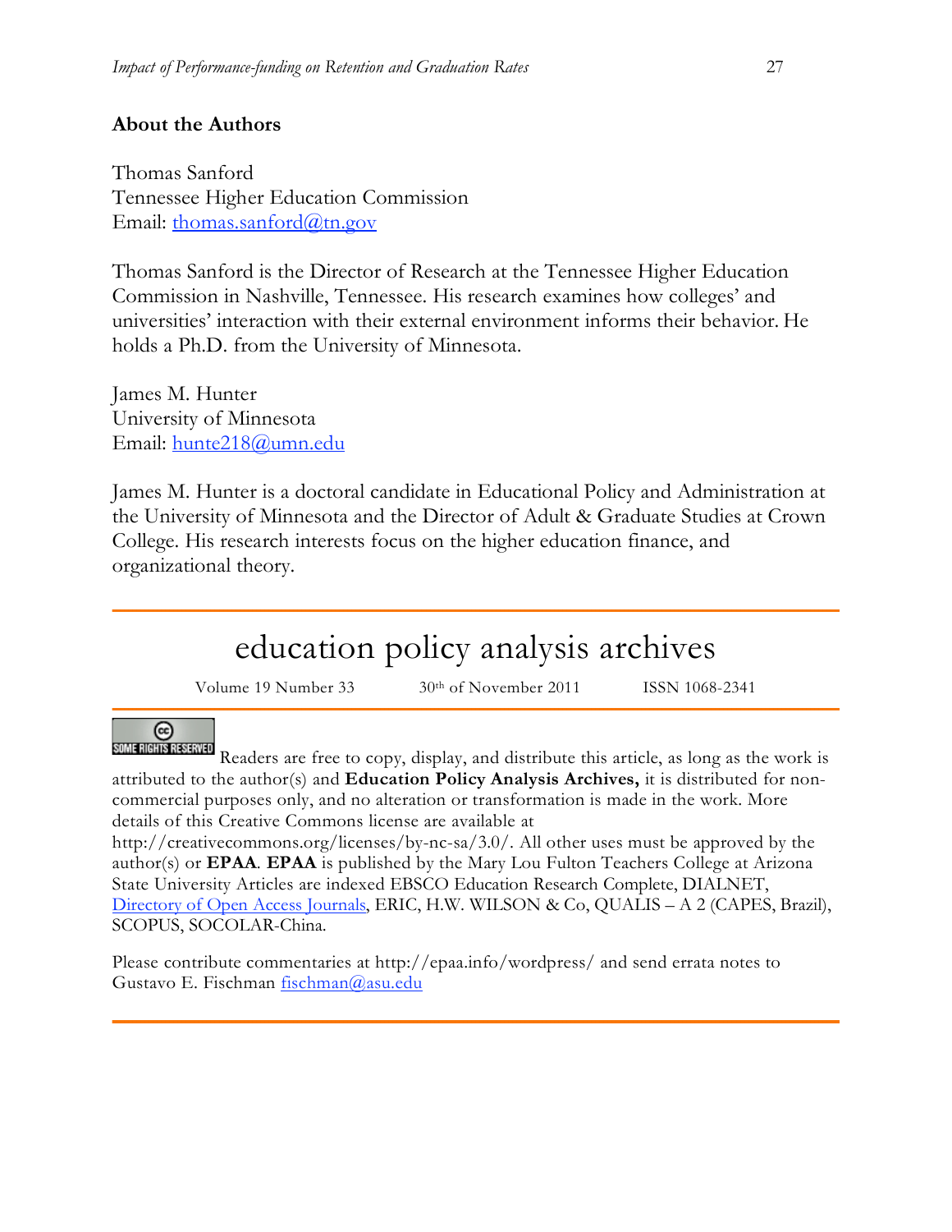## About the Authors

Thomas Sanford
Tennessee Higher Education Commission
Email: thomas.sanford@tn.gov

Thomas Sanford is the Director of Research at the Tennessee Higher Education Commission in Nashville, Tennessee. His research examines how colleges' and universities' interaction with their external environment informs their behavior. He holds a Ph.D. from the University of Minnesota.

James M. Hunter
University of Minnesota
Email: hunte218@umn.edu

James M. Hunter is a doctoral candidate in Educational Policy and Administration at the University of Minnesota and the Director of Adult & Graduate Studies at Crown College. His research interests focus on the higher education finance, and organizational theory.

---

# education policy analysis archives

Volume 19 Number 33 30th of November 2011 ISSN 1068-2341

---

SOME RIGHTS RESERVED Readers are free to copy, display, and distribute this article, as long as the work is attributed to the author(s) and **Education Policy Analysis Archives,** it is distributed for non-commercial purposes only, and no alteration or transformation is made in the work. More details of this Creative Commons license are available at http://creativecommons.org/licenses/by-nc-sa/3.0/. All other uses must be approved by the author(s) or **EPAA**. **EPAA** is published by the Mary Lou Fulton Teachers College at Arizona State University Articles are indexed EBSCO Education Research Complete, DIALNET, Directory of Open Access Journals, ERIC, H.W. WILSON & Co, QUALIS – A 2 (CAPES, Brazil), SCOPUS, SOCOLAR-China.

Please contribute commentaries at http://epaa.info/wordpress/ and send errata notes to Gustavo E. Fischman fischman@asu.edu

---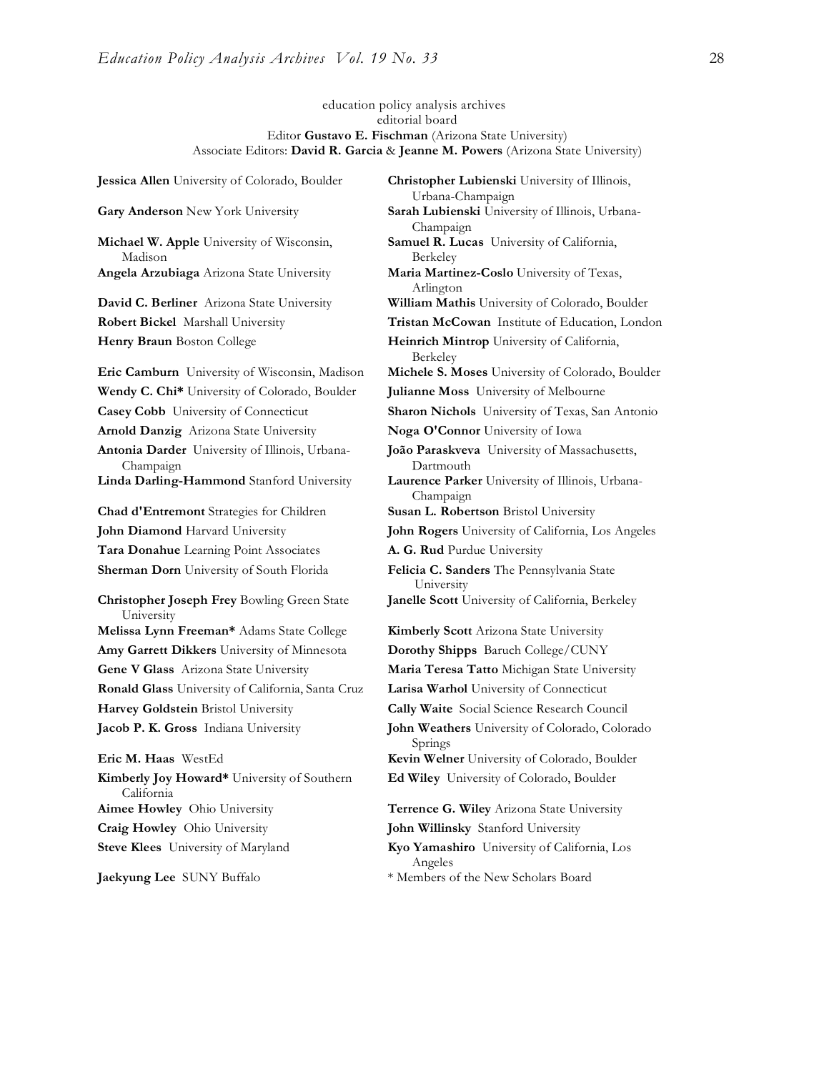education policy analysis archives
editorial board
Editor **Gustavo E. Fischman** (Arizona State University)
Associate Editors: **David R. Garcia** & **Jeanne M. Powers** (Arizona State University)

**Jessica Allen** University of Colorado, Boulder

**Gary Anderson** New York University

**Michael W. Apple** University of Wisconsin, Madison

**Angela Arzubiaga** Arizona State University

**David C. Berliner** Arizona State University

**Robert Bickel** Marshall University

**Henry Braun** Boston College

**Eric Camburn** University of Wisconsin, Madison

**Wendy C. Chi*** University of Colorado, Boulder

**Casey Cobb** University of Connecticut

**Arnold Danzig** Arizona State University

**Antonia Darder** University of Illinois, Urbana-Champaign

**Linda Darling-Hammond** Stanford University

**Chad d'Entremont** Strategies for Children

**John Diamond** Harvard University

**Tara Donahue** Learning Point Associates

**Sherman Dorn** University of South Florida

**Christopher Joseph Frey** Bowling Green State University

**Melissa Lynn Freeman*** Adams State College

**Amy Garrett Dikkers** University of Minnesota

**Gene V Glass** Arizona State University

**Ronald Glass** University of California, Santa Cruz

**Harvey Goldstein** Bristol University

**Jacob P. K. Gross** Indiana University

**Eric M. Haas** WestEd

**Kimberly Joy Howard*** University of Southern California

**Aimee Howley** Ohio University

**Craig Howley** Ohio University

**Steve Klees** University of Maryland

**Jaekyung Lee** SUNY Buffalo

**Christopher Lubienski** University of Illinois, Urbana-Champaign

**Sarah Lubienski** University of Illinois, Urbana-Champaign

**Samuel R. Lucas** University of California, Berkeley

**Maria Martinez-Coslo** University of Texas, Arlington

**William Mathis** University of Colorado, Boulder

**Tristan McCowan** Institute of Education, London

**Heinrich Mintrop** University of California, Berkeley

**Michele S. Moses** University of Colorado, Boulder

**Julianne Moss** University of Melbourne

**Sharon Nichols** University of Texas, San Antonio

**Noga O'Connor** University of Iowa

**João Paraskveva** University of Massachusetts, Dartmouth

**Laurence Parker** University of Illinois, Urbana-Champaign

**Susan L. Robertson** Bristol University

**John Rogers** University of California, Los Angeles

**A. G. Rud** Purdue University

**Felicia C. Sanders** The Pennsylvania State University

**Janelle Scott** University of California, Berkeley

**Kimberly Scott** Arizona State University

**Dorothy Shipps** Baruch College/CUNY

**Maria Teresa Tatto** Michigan State University

**Larisa Warhol** University of Connecticut

**Cally Waite** Social Science Research Council

**John Weathers** University of Colorado, Colorado Springs

**Kevin Welner** University of Colorado, Boulder

**Ed Wiley** University of Colorado, Boulder

**Terrence G. Wiley** Arizona State University

**John Willinsky** Stanford University

**Kyo Yamashiro** University of California, Los Angeles

* Members of the New Scholars Board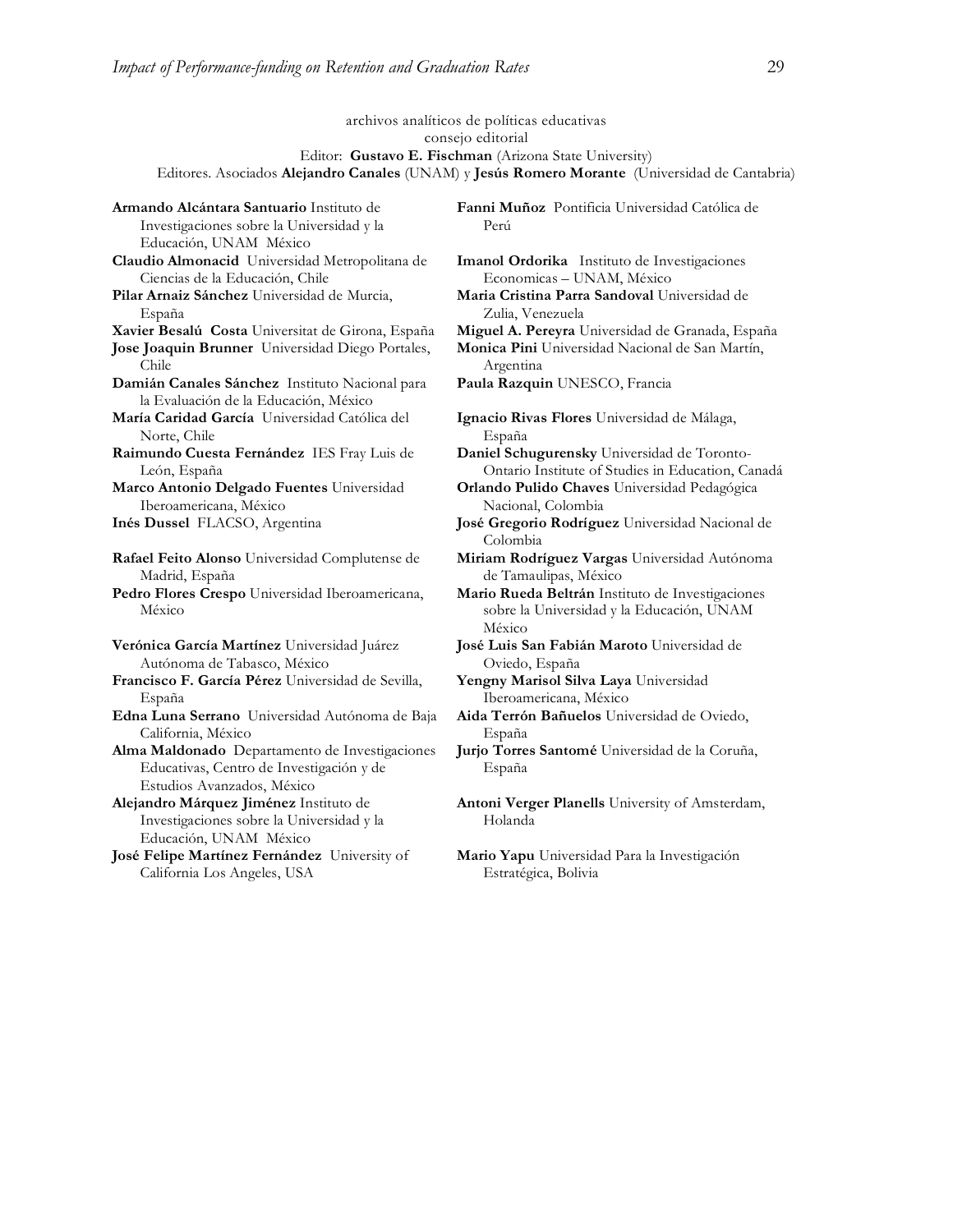archivos analíticos de políticas educativas
consejo editorial
Editor: **Gustavo E. Fischman** (Arizona State University)
Editores. Asociados **Alejandro Canales** (UNAM) y **Jesús Romero Morante** (Universidad de Cantabria)

**Armando Alcántara Santuario** Instituto de Investigaciones sobre la Universidad y la Educación, UNAM México

**Claudio Almonacid** Universidad Metropolitana de Ciencias de la Educación, Chile

**Pilar Arnaiz Sánchez** Universidad de Murcia, España

**Xavier Besalú Costa** Universitat de Girona, España

**Jose Joaquin Brunner** Universidad Diego Portales, Chile

**Damián Canales Sánchez** Instituto Nacional para la Evaluación de la Educación, México

**María Caridad García** Universidad Católica del Norte, Chile

**Raimundo Cuesta Fernández** IES Fray Luis de León, España

**Marco Antonio Delgado Fuentes** Universidad Iberoamericana, México

**Inés Dussel** FLACSO, Argentina

**Rafael Feito Alonso** Universidad Complutense de Madrid, España

**Pedro Flores Crespo** Universidad Iberoamericana, México

**Verónica García Martínez** Universidad Juárez Autónoma de Tabasco, México

**Francisco F. García Pérez** Universidad de Sevilla, España

**Edna Luna Serrano** Universidad Autónoma de Baja California, México

**Alma Maldonado** Departamento de Investigaciones Educativas, Centro de Investigación y de Estudios Avanzados, México

**Alejandro Márquez Jiménez** Instituto de Investigaciones sobre la Universidad y la Educación, UNAM México

**José Felipe Martínez Fernández** University of California Los Angeles, USA

**Fanni Muñoz** Pontificia Universidad Católica de Perú

**Imanol Ordorika** Instituto de Investigaciones Economicas – UNAM, México

**Maria Cristina Parra Sandoval** Universidad de Zulia, Venezuela

**Miguel A. Pereyra** Universidad de Granada, España

**Monica Pini** Universidad Nacional de San Martín, Argentina

**Paula Razquin** UNESCO, Francia

**Ignacio Rivas Flores** Universidad de Málaga, España

**Daniel Schugurensky** Universidad de Toronto-Ontario Institute of Studies in Education, Canadá

**Orlando Pulido Chaves** Universidad Pedagógica Nacional, Colombia

**José Gregorio Rodríguez** Universidad Nacional de Colombia

**Miriam Rodríguez Vargas** Universidad Autónoma de Tamaulipas, México

**Mario Rueda Beltrán** Instituto de Investigaciones sobre la Universidad y la Educación, UNAM México

**José Luis San Fabián Maroto** Universidad de Oviedo, España

**Yengny Marisol Silva Laya** Universidad Iberoamericana, México

**Aida Terrón Bañuelos** Universidad de Oviedo, España

**Jurjo Torres Santomé** Universidad de la Coruña, España

**Antoni Verger Planells** University of Amsterdam, Holanda

**Mario Yapu** Universidad Para la Investigación Estratégica, Bolivia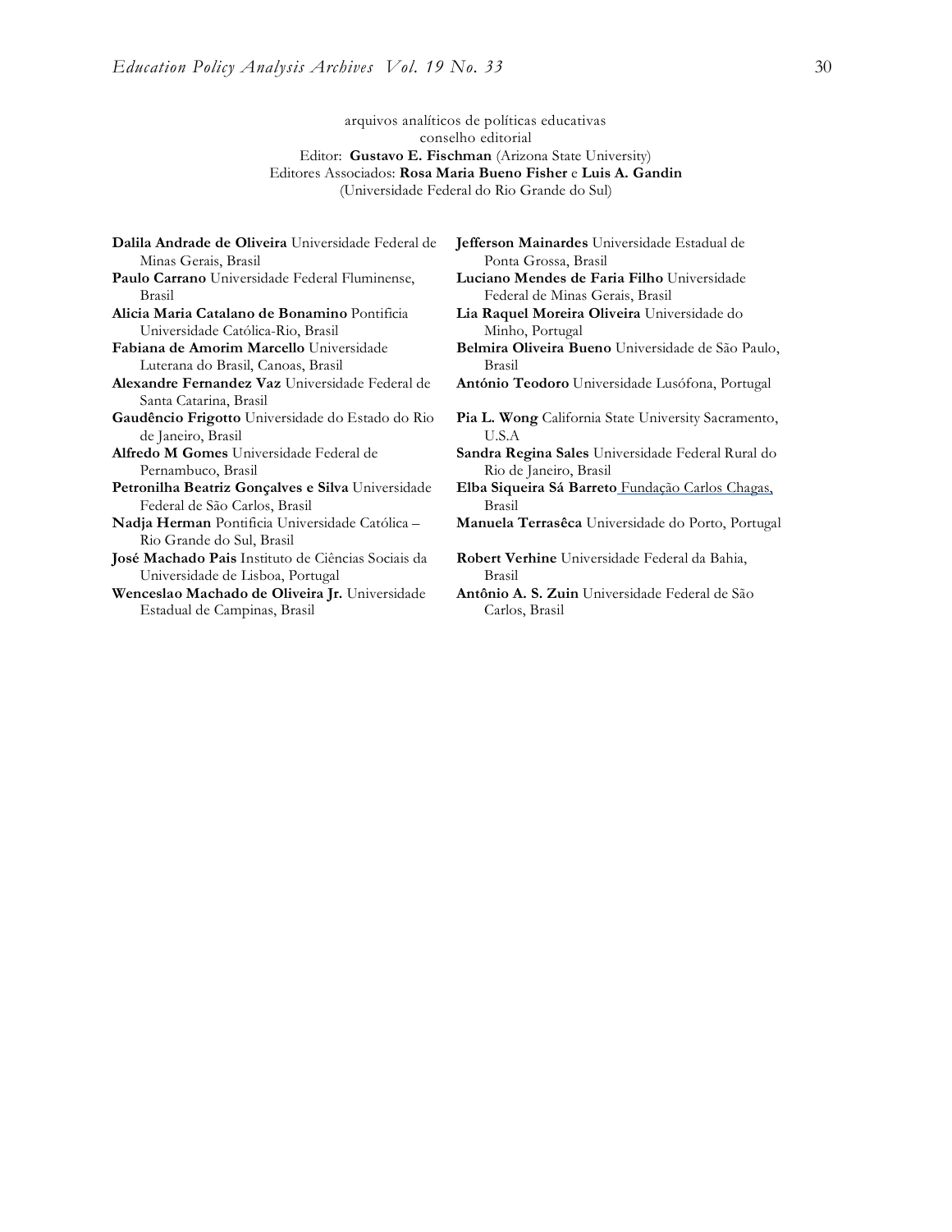arquivos analíticos de políticas educativas
conselho editorial
Editor: **Gustavo E. Fischman** (Arizona State University)
Editores Associados: **Rosa Maria Bueno Fisher** e **Luis A. Gandin**
(Universidade Federal do Rio Grande do Sul)

**Dalila Andrade de Oliveira** Universidade Federal de Minas Gerais, Brasil

**Paulo Carrano** Universidade Federal Fluminense, Brasil

**Alicia Maria Catalano de Bonamino** Pontificia Universidade Católica-Rio, Brasil

**Fabiana de Amorim Marcello** Universidade Luterana do Brasil, Canoas, Brasil

**Alexandre Fernandez Vaz** Universidade Federal de Santa Catarina, Brasil

**Gaudêncio Frigotto** Universidade do Estado do Rio de Janeiro, Brasil

**Alfredo M Gomes** Universidade Federal de Pernambuco, Brasil

**Petronilha Beatriz Gonçalves e Silva** Universidade Federal de São Carlos, Brasil

**Nadja Herman** Pontificia Universidade Católica – Rio Grande do Sul, Brasil

**José Machado Pais** Instituto de Ciências Sociais da Universidade de Lisboa, Portugal

**Wenceslao Machado de Oliveira Jr.** Universidade Estadual de Campinas, Brasil

**Jefferson Mainardes** Universidade Estadual de Ponta Grossa, Brasil

**Luciano Mendes de Faria Filho** Universidade Federal de Minas Gerais, Brasil

**Lia Raquel Moreira Oliveira** Universidade do Minho, Portugal

**Belmira Oliveira Bueno** Universidade de São Paulo, Brasil

**António Teodoro** Universidade Lusófona, Portugal

**Pia L. Wong** California State University Sacramento, U.S.A

**Sandra Regina Sales** Universidade Federal Rural do Rio de Janeiro, Brasil

**Elba Siqueira Sá Barreto** Fundação Carlos Chagas, Brasil

**Manuela Terrasêca** Universidade do Porto, Portugal

**Robert Verhine** Universidade Federal da Bahia, Brasil

**Antônio A. S. Zuin** Universidade Federal de São Carlos, Brasil